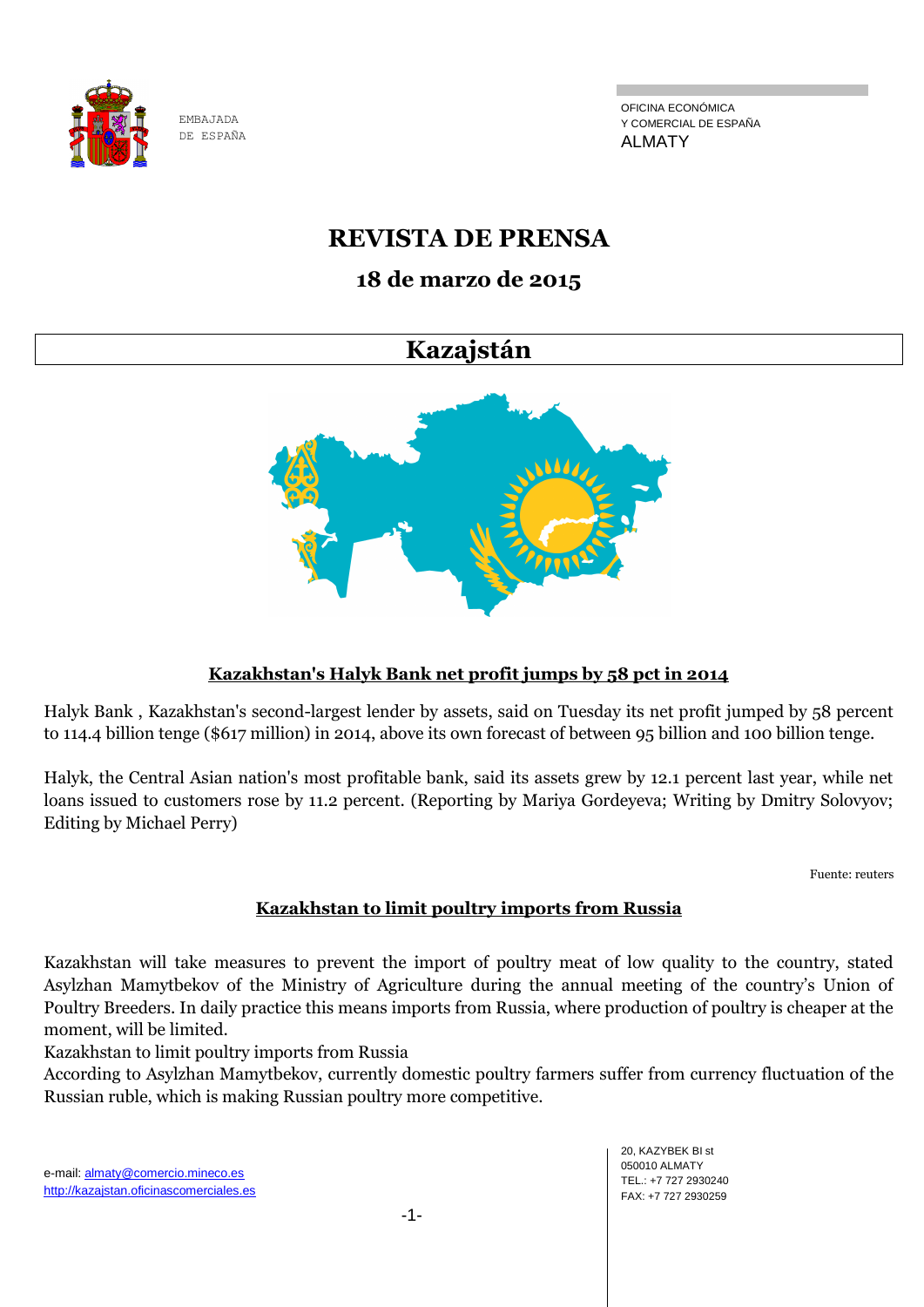EMBAJADA
DE ESPAÑA

OFICINA ECONÓMICA
Y COMERCIAL DE ESPAÑA
ALMATY

# REVISTA DE PRENSA

## 18 de marzo de 2015

## Kazajstán

### Kazakhstan's Halyk Bank net profit jumps by 58 pct in 2014

Halyk Bank , Kazakhstan's second-largest lender by assets, said on Tuesday its net profit jumped by 58 percent to 114.4 billion tenge ($617 million) in 2014, above its own forecast of between 95 billion and 100 billion tenge.

Halyk, the Central Asian nation's most profitable bank, said its assets grew by 12.1 percent last year, while net loans issued to customers rose by 11.2 percent. (Reporting by Mariya Gordeyeva; Writing by Dmitry Solovyov; Editing by Michael Perry)

Fuente: reuters

### Kazakhstan to limit poultry imports from Russia

Kazakhstan will take measures to prevent the import of poultry meat of low quality to the country, stated Asylzhan Mamytbekov of the Ministry of Agriculture during the annual meeting of the country's Union of Poultry Breeders. In daily practice this means imports from Russia, where production of poultry is cheaper at the moment, will be limited.
Kazakhstan to limit poultry imports from Russia
According to Asylzhan Mamytbekov, currently domestic poultry farmers suffer from currency fluctuation of the Russian ruble, which is making Russian poultry more competitive.

e-mail: almaty@comercio.mineco.es
http://kazajstan.oficinascomerciales.es

20, KAZYBEK BI st
050010 ALMATY
TEL.: +7 727 2930240
FAX: +7 727 2930259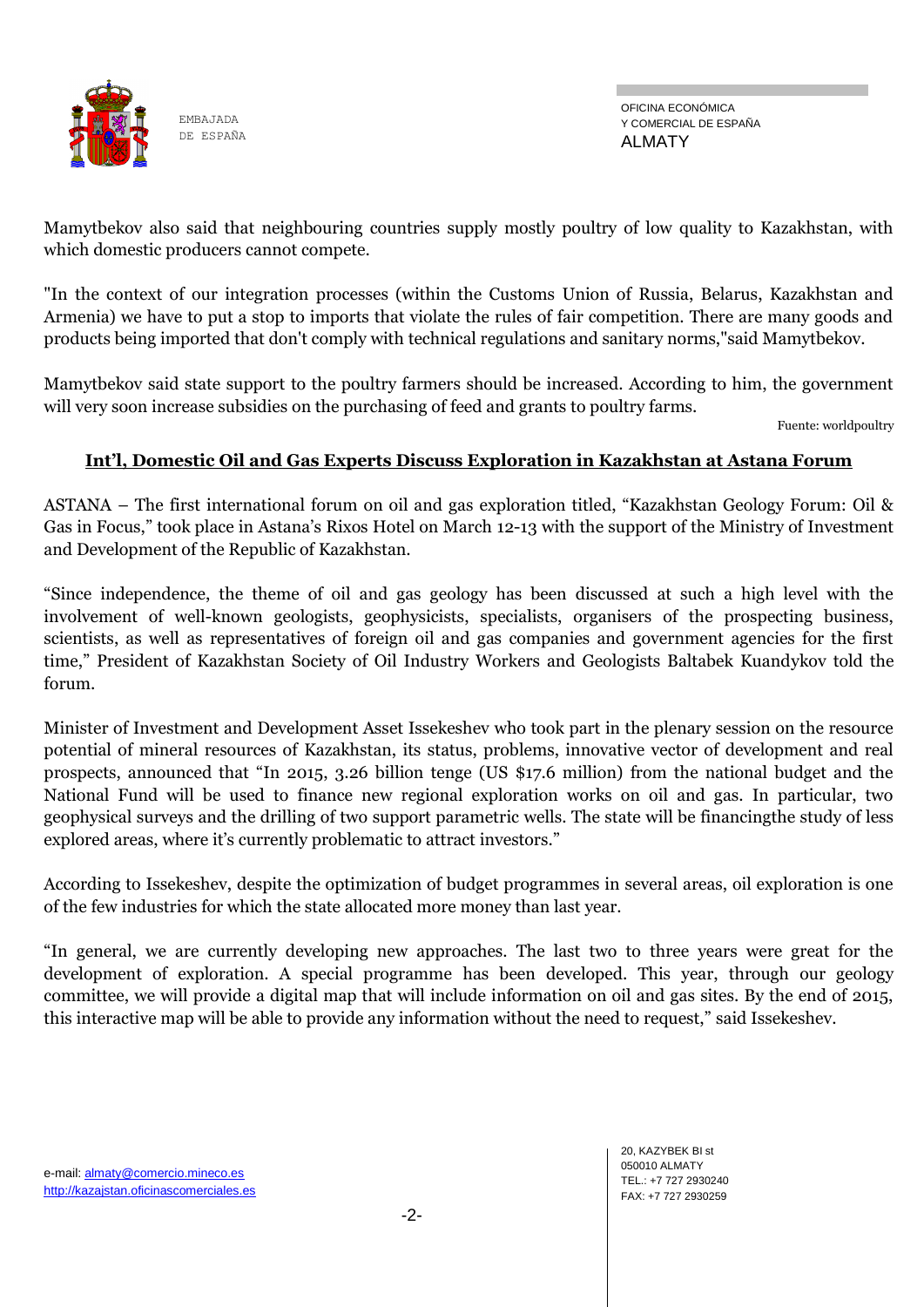Mamytbekov also said that neighbouring countries supply mostly poultry of low quality to Kazakhstan, with which domestic producers cannot compete.

"In the context of our integration processes (within the Customs Union of Russia, Belarus, Kazakhstan and Armenia) we have to put a stop to imports that violate the rules of fair competition. There are many goods and products being imported that don't comply with technical regulations and sanitary norms,"said Mamytbekov.

Mamytbekov said state support to the poultry farmers should be increased. According to him, the government will very soon increase subsidies on the purchasing of feed and grants to poultry farms.

Fuente: worldpoultry

## Int'l, Domestic Oil and Gas Experts Discuss Exploration in Kazakhstan at Astana Forum

ASTANA – The first international forum on oil and gas exploration titled, "Kazakhstan Geology Forum: Oil & Gas in Focus," took place in Astana's Rixos Hotel on March 12-13 with the support of the Ministry of Investment and Development of the Republic of Kazakhstan.

"Since independence, the theme of oil and gas geology has been discussed at such a high level with the involvement of well-known geologists, geophysicists, specialists, organisers of the prospecting business, scientists, as well as representatives of foreign oil and gas companies and government agencies for the first time," President of Kazakhstan Society of Oil Industry Workers and Geologists Baltabek Kuandykov told the forum.

Minister of Investment and Development Asset Issekeshev who took part in the plenary session on the resource potential of mineral resources of Kazakhstan, its status, problems, innovative vector of development and real prospects, announced that "In 2015, 3.26 billion tenge (US $17.6 million) from the national budget and the National Fund will be used to finance new regional exploration works on oil and gas. In particular, two geophysical surveys and the drilling of two support parametric wells. The state will be financingthe study of less explored areas, where it's currently problematic to attract investors."

According to Issekeshev, despite the optimization of budget programmes in several areas, oil exploration is one of the few industries for which the state allocated more money than last year.

"In general, we are currently developing new approaches. The last two to three years were great for the development of exploration. A special programme has been developed. This year, through our geology committee, we will provide a digital map that will include information on oil and gas sites. By the end of 2015, this interactive map will be able to provide any information without the need to request," said Issekeshev.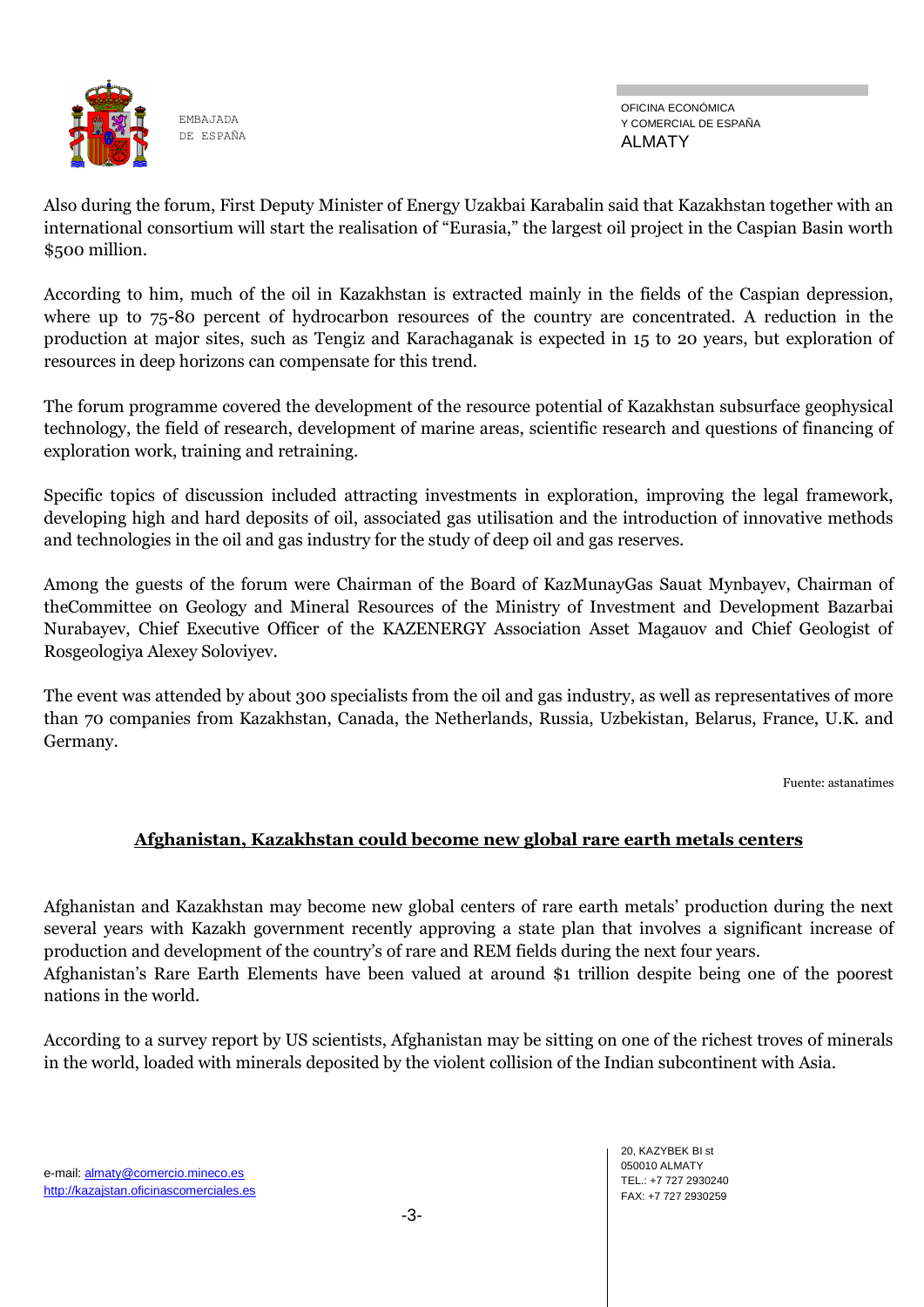Also during the forum, First Deputy Minister of Energy Uzakbai Karabalin said that Kazakhstan together with an international consortium will start the realisation of “Eurasia,” the largest oil project in the Caspian Basin worth $500 million.

According to him, much of the oil in Kazakhstan is extracted mainly in the fields of the Caspian depression, where up to 75-80 percent of hydrocarbon resources of the country are concentrated. A reduction in the production at major sites, such as Tengiz and Karachaganak is expected in 15 to 20 years, but exploration of resources in deep horizons can compensate for this trend.

The forum programme covered the development of the resource potential of Kazakhstan subsurface geophysical technology, the field of research, development of marine areas, scientific research and questions of financing of exploration work, training and retraining.

Specific topics of discussion included attracting investments in exploration, improving the legal framework, developing high and hard deposits of oil, associated gas utilisation and the introduction of innovative methods and technologies in the oil and gas industry for the study of deep oil and gas reserves.

Among the guests of the forum were Chairman of the Board of KazMunayGas Sauat Mynbayev, Chairman of theCommittee on Geology and Mineral Resources of the Ministry of Investment and Development Bazarbai Nurabayev, Chief Executive Officer of the KAZENERGY Association Asset Magauov and Chief Geologist of Rosgeologiya Alexey Soloviyev.

The event was attended by about 300 specialists from the oil and gas industry, as well as representatives of more than 70 companies from Kazakhstan, Canada, the Netherlands, Russia, Uzbekistan, Belarus, France, U.K. and Germany.

Fuente: astanatimes

## Afghanistan, Kazakhstan could become new global rare earth metals centers

Afghanistan and Kazakhstan may become new global centers of rare earth metals' production during the next several years with Kazakh government recently approving a state plan that involves a significant increase of production and development of the country's of rare and REM fields during the next four years.
Afghanistan's Rare Earth Elements have been valued at around $1 trillion despite being one of the poorest nations in the world.

According to a survey report by US scientists, Afghanistan may be sitting on one of the richest troves of minerals in the world, loaded with minerals deposited by the violent collision of the Indian subcontinent with Asia.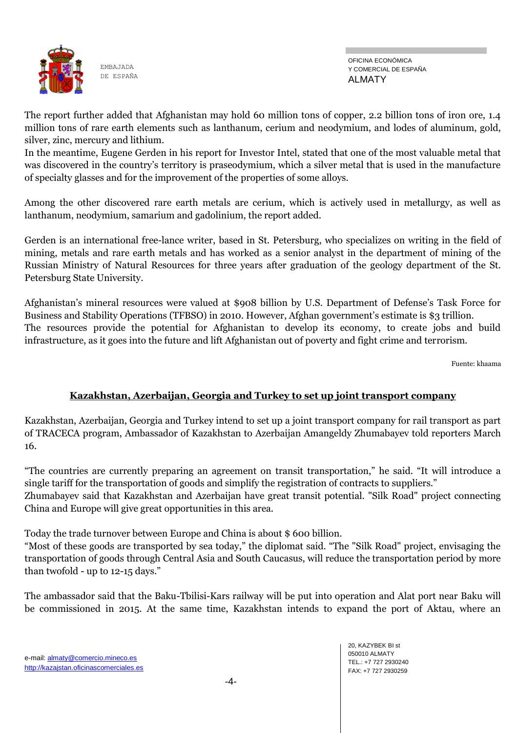The report further added that Afghanistan may hold 60 million tons of copper, 2.2 billion tons of iron ore, 1.4 million tons of rare earth elements such as lanthanum, cerium and neodymium, and lodes of aluminum, gold, silver, zinc, mercury and lithium.
In the meantime, Eugene Gerden in his report for Investor Intel, stated that one of the most valuable metal that was discovered in the country's territory is praseodymium, which a silver metal that is used in the manufacture of specialty glasses and for the improvement of the properties of some alloys.

Among the other discovered rare earth metals are cerium, which is actively used in metallurgy, as well as lanthanum, neodymium, samarium and gadolinium, the report added.

Gerden is an international free-lance writer, based in St. Petersburg, who specializes on writing in the field of mining, metals and rare earth metals and has worked as a senior analyst in the department of mining of the Russian Ministry of Natural Resources for three years after graduation of the geology department of the St. Petersburg State University.

Afghanistan's mineral resources were valued at $908 billion by U.S. Department of Defense's Task Force for Business and Stability Operations (TFBSO) in 2010. However, Afghan government's estimate is $3 trillion.
The resources provide the potential for Afghanistan to develop its economy, to create jobs and build infrastructure, as it goes into the future and lift Afghanistan out of poverty and fight crime and terrorism.

Fuente: khaama

## Kazakhstan, Azerbaijan, Georgia and Turkey to set up joint transport company

Kazakhstan, Azerbaijan, Georgia and Turkey intend to set up a joint transport company for rail transport as part of TRACECA program, Ambassador of Kazakhstan to Azerbaijan Amangeldy Zhumabayev told reporters March 16.

"The countries are currently preparing an agreement on transit transportation," he said. "It will introduce a single tariff for the transportation of goods and simplify the registration of contracts to suppliers."
Zhumabayev said that Kazakhstan and Azerbaijan have great transit potential. "Silk Road" project connecting China and Europe will give great opportunities in this area.

Today the trade turnover between Europe and China is about $ 600 billion.
"Most of these goods are transported by sea today," the diplomat said. "The "Silk Road" project, envisaging the transportation of goods through Central Asia and South Caucasus, will reduce the transportation period by more than twofold - up to 12-15 days."

The ambassador said that the Baku-Tbilisi-Kars railway will be put into operation and Alat port near Baku will be commissioned in 2015. At the same time, Kazakhstan intends to expand the port of Aktau, where an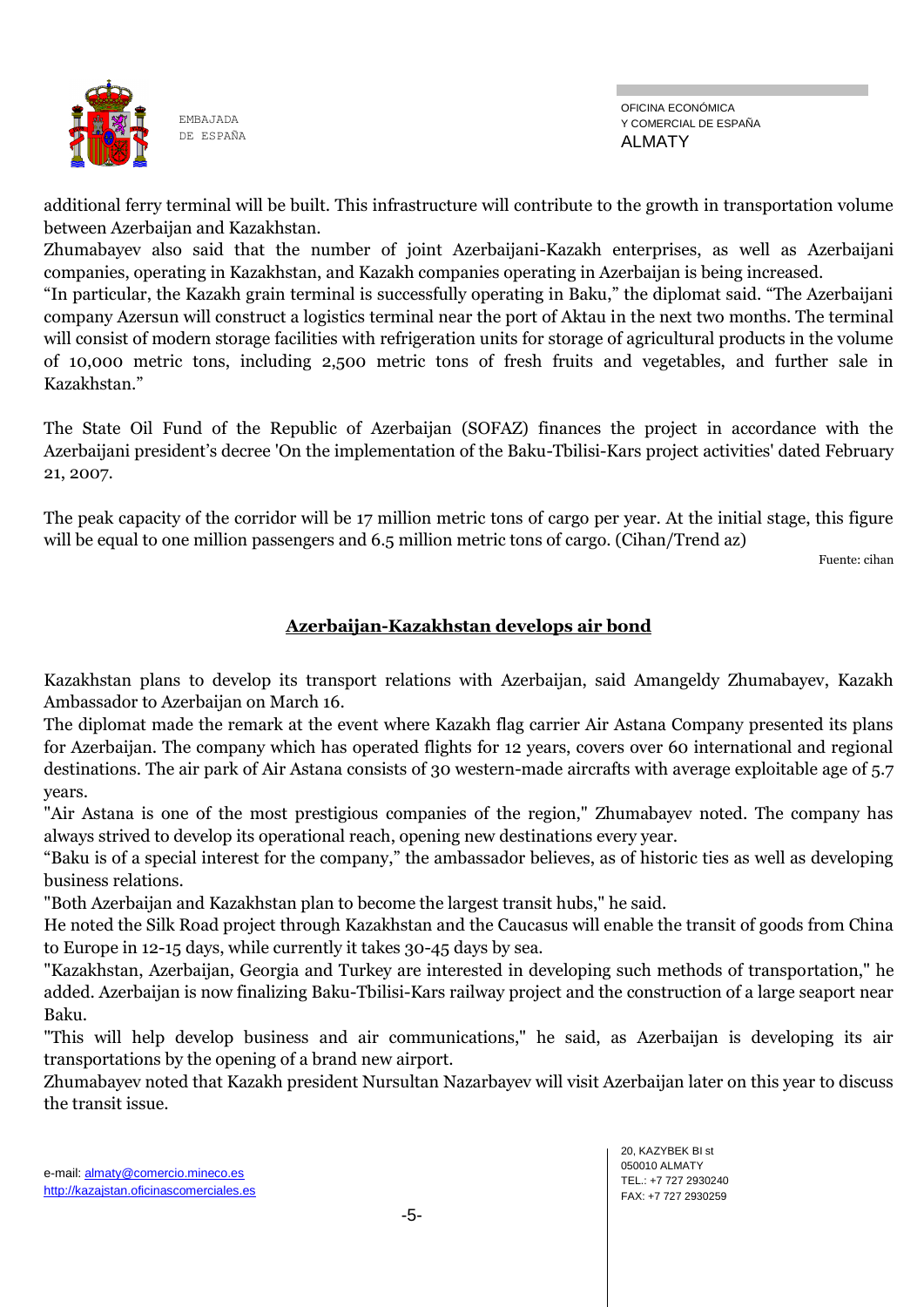additional ferry terminal will be built. This infrastructure will contribute to the growth in transportation volume between Azerbaijan and Kazakhstan.

Zhumabayev also said that the number of joint Azerbaijani-Kazakh enterprises, as well as Azerbaijani companies, operating in Kazakhstan, and Kazakh companies operating in Azerbaijan is being increased.

"In particular, the Kazakh grain terminal is successfully operating in Baku," the diplomat said. "The Azerbaijani company Azersun will construct a logistics terminal near the port of Aktau in the next two months. The terminal will consist of modern storage facilities with refrigeration units for storage of agricultural products in the volume of 10,000 metric tons, including 2,500 metric tons of fresh fruits and vegetables, and further sale in Kazakhstan."

The State Oil Fund of the Republic of Azerbaijan (SOFAZ) finances the project in accordance with the Azerbaijani president's decree 'On the implementation of the Baku-Tbilisi-Kars project activities' dated February 21, 2007.

The peak capacity of the corridor will be 17 million metric tons of cargo per year. At the initial stage, this figure will be equal to one million passengers and 6.5 million metric tons of cargo. (Cihan/Trend az)

Fuente: cihan

## Azerbaijan-Kazakhstan develops air bond

Kazakhstan plans to develop its transport relations with Azerbaijan, said Amangeldy Zhumabayev, Kazakh Ambassador to Azerbaijan on March 16.

The diplomat made the remark at the event where Kazakh flag carrier Air Astana Company presented its plans for Azerbaijan. The company which has operated flights for 12 years, covers over 60 international and regional destinations. The air park of Air Astana consists of 30 western-made aircrafts with average exploitable age of 5.7 years.

"Air Astana is one of the most prestigious companies of the region," Zhumabayev noted. The company has always strived to develop its operational reach, opening new destinations every year.

"Baku is of a special interest for the company," the ambassador believes, as of historic ties as well as developing business relations.

"Both Azerbaijan and Kazakhstan plan to become the largest transit hubs," he said.

He noted the Silk Road project through Kazakhstan and the Caucasus will enable the transit of goods from China to Europe in 12-15 days, while currently it takes 30-45 days by sea.

"Kazakhstan, Azerbaijan, Georgia and Turkey are interested in developing such methods of transportation," he added. Azerbaijan is now finalizing Baku-Tbilisi-Kars railway project and the construction of a large seaport near Baku.

"This will help develop business and air communications," he said, as Azerbaijan is developing its air transportations by the opening of a brand new airport.

Zhumabayev noted that Kazakh president Nursultan Nazarbayev will visit Azerbaijan later on this year to discuss the transit issue.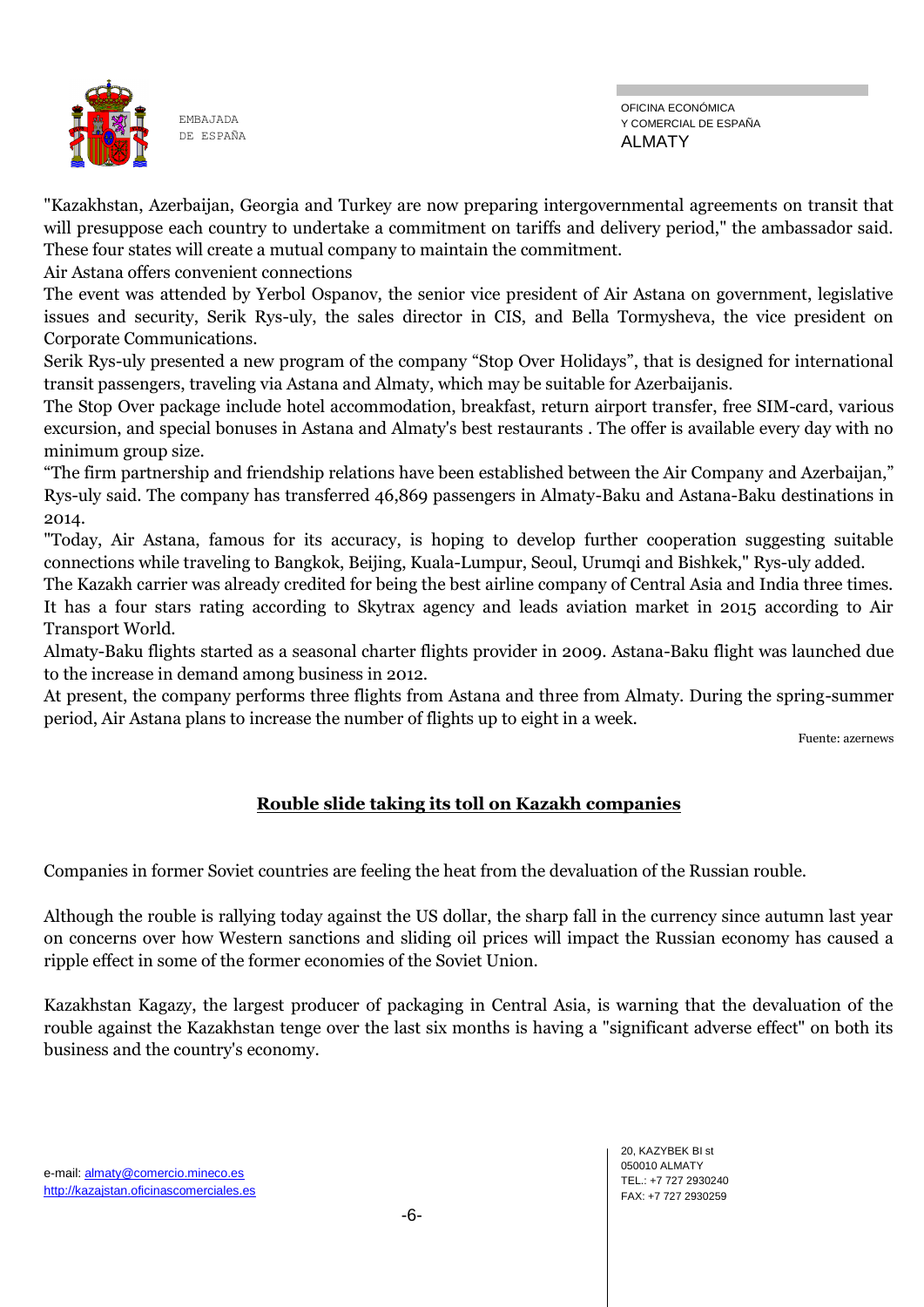"Kazakhstan, Azerbaijan, Georgia and Turkey are now preparing intergovernmental agreements on transit that will presuppose each country to undertake a commitment on tariffs and delivery period," the ambassador said. These four states will create a mutual company to maintain the commitment.

Air Astana offers convenient connections

The event was attended by Yerbol Ospanov, the senior vice president of Air Astana on government, legislative issues and security, Serik Rys-uly, the sales director in CIS, and Bella Tormysheva, the vice president on Corporate Communications.

Serik Rys-uly presented a new program of the company "Stop Over Holidays", that is designed for international transit passengers, traveling via Astana and Almaty, which may be suitable for Azerbaijanis.

The Stop Over package include hotel accommodation, breakfast, return airport transfer, free SIM-card, various excursion, and special bonuses in Astana and Almaty's best restaurants . The offer is available every day with no minimum group size.

"The firm partnership and friendship relations have been established between the Air Company and Azerbaijan," Rys-uly said. The company has transferred 46,869 passengers in Almaty-Baku and Astana-Baku destinations in 2014.

"Today, Air Astana, famous for its accuracy, is hoping to develop further cooperation suggesting suitable connections while traveling to Bangkok, Beijing, Kuala-Lumpur, Seoul, Urumqi and Bishkek," Rys-uly added.

The Kazakh carrier was already credited for being the best airline company of Central Asia and India three times. It has a four stars rating according to Skytrax agency and leads aviation market in 2015 according to Air Transport World.

Almaty-Baku flights started as a seasonal charter flights provider in 2009. Astana-Baku flight was launched due to the increase in demand among business in 2012.

At present, the company performs three flights from Astana and three from Almaty. During the spring-summer period, Air Astana plans to increase the number of flights up to eight in a week.

Fuente: azernews

## Rouble slide taking its toll on Kazakh companies

Companies in former Soviet countries are feeling the heat from the devaluation of the Russian rouble.

Although the rouble is rallying today against the US dollar, the sharp fall in the currency since autumn last year on concerns over how Western sanctions and sliding oil prices will impact the Russian economy has caused a ripple effect in some of the former economies of the Soviet Union.

Kazakhstan Kagazy, the largest producer of packaging in Central Asia, is warning that the devaluation of the rouble against the Kazakhstan tenge over the last six months is having a "significant adverse effect" on both its business and the country's economy.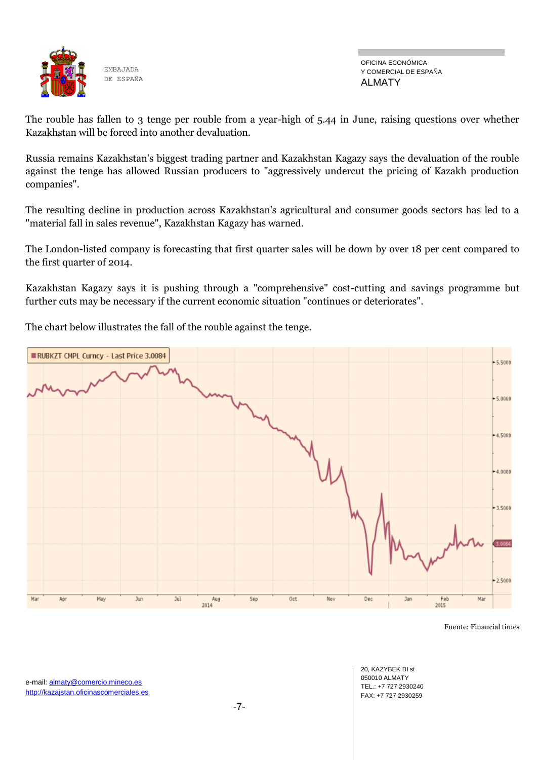The rouble has fallen to 3 tenge per rouble from a year-high of 5.44 in June, raising questions over whether Kazakhstan will be forced into another devaluation.

Russia remains Kazakhstan's biggest trading partner and Kazakhstan Kagazy says the devaluation of the rouble against the tenge has allowed Russian producers to "aggressively undercut the pricing of Kazakh production companies".

The resulting decline in production across Kazakhstan's agricultural and consumer goods sectors has led to a "material fall in sales revenue", Kazakhstan Kagazy has warned.

The London-listed company is forecasting that first quarter sales will be down by over 18 per cent compared to the first quarter of 2014.

Kazakhstan Kagazy says it is pushing through a "comprehensive" cost-cutting and savings programme but further cuts may be necessary if the current economic situation "continues or deteriorates".

The chart below illustrates the fall of the rouble against the tenge.

Fuente: Financial times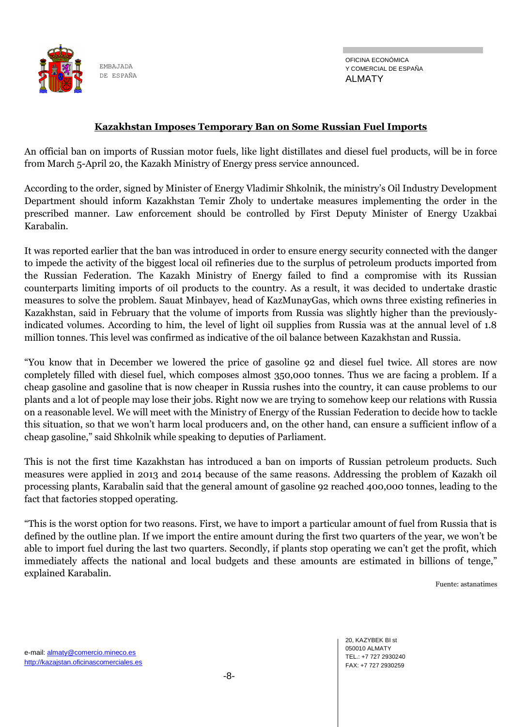## Kazakhstan Imposes Temporary Ban on Some Russian Fuel Imports

An official ban on imports of Russian motor fuels, like light distillates and diesel fuel products, will be in force from March 5-April 20, the Kazakh Ministry of Energy press service announced.

According to the order, signed by Minister of Energy Vladimir Shkolnik, the ministry's Oil Industry Development Department should inform Kazakhstan Temir Zholy to undertake measures implementing the order in the prescribed manner. Law enforcement should be controlled by First Deputy Minister of Energy Uzakbai Karabalin.

It was reported earlier that the ban was introduced in order to ensure energy security connected with the danger to impede the activity of the biggest local oil refineries due to the surplus of petroleum products imported from the Russian Federation. The Kazakh Ministry of Energy failed to find a compromise with its Russian counterparts limiting imports of oil products to the country. As a result, it was decided to undertake drastic measures to solve the problem. Sauat Minbayev, head of KazMunayGas, which owns three existing refineries in Kazakhstan, said in February that the volume of imports from Russia was slightly higher than the previously-indicated volumes. According to him, the level of light oil supplies from Russia was at the annual level of 1.8 million tonnes. This level was confirmed as indicative of the oil balance between Kazakhstan and Russia.

"You know that in December we lowered the price of gasoline 92 and diesel fuel twice. All stores are now completely filled with diesel fuel, which composes almost 350,000 tonnes. Thus we are facing a problem. If a cheap gasoline and gasoline that is now cheaper in Russia rushes into the country, it can cause problems to our plants and a lot of people may lose their jobs. Right now we are trying to somehow keep our relations with Russia on a reasonable level. We will meet with the Ministry of Energy of the Russian Federation to decide how to tackle this situation, so that we won't harm local producers and, on the other hand, can ensure a sufficient inflow of a cheap gasoline," said Shkolnik while speaking to deputies of Parliament.

This is not the first time Kazakhstan has introduced a ban on imports of Russian petroleum products. Such measures were applied in 2013 and 2014 because of the same reasons. Addressing the problem of Kazakh oil processing plants, Karabalin said that the general amount of gasoline 92 reached 400,000 tonnes, leading to the fact that factories stopped operating.

"This is the worst option for two reasons. First, we have to import a particular amount of fuel from Russia that is defined by the outline plan. If we import the entire amount during the first two quarters of the year, we won't be able to import fuel during the last two quarters. Secondly, if plants stop operating we can't get the profit, which immediately affects the national and local budgets and these amounts are estimated in billions of tenge," explained Karabalin.

Fuente: astanatimes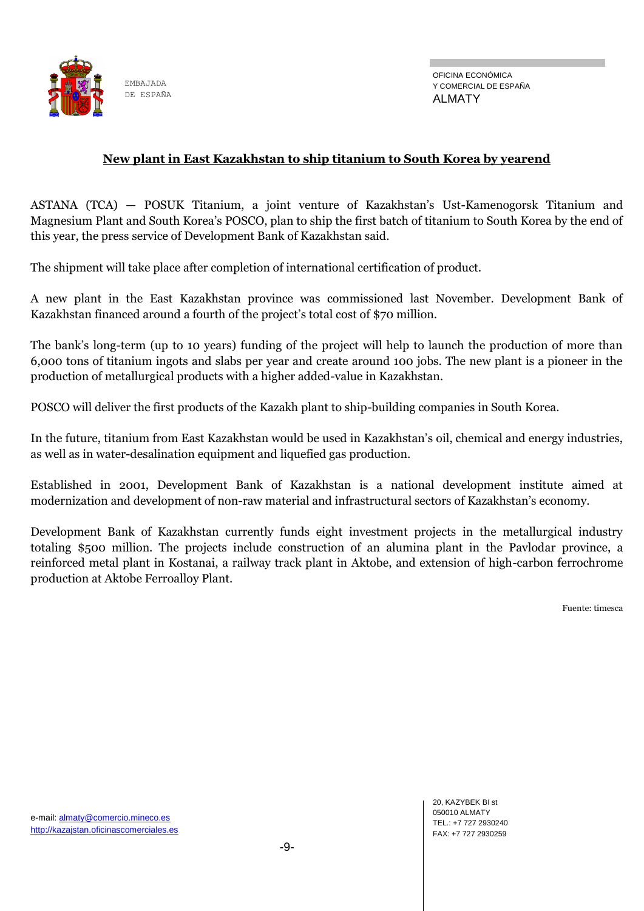## New plant in East Kazakhstan to ship titanium to South Korea by yearend

ASTANA (TCA) — POSUK Titanium, a joint venture of Kazakhstan's Ust-Kamenogorsk Titanium and Magnesium Plant and South Korea's POSCO, plan to ship the first batch of titanium to South Korea by the end of this year, the press service of Development Bank of Kazakhstan said.

The shipment will take place after completion of international certification of product.

A new plant in the East Kazakhstan province was commissioned last November. Development Bank of Kazakhstan financed around a fourth of the project's total cost of $70 million.

The bank's long-term (up to 10 years) funding of the project will help to launch the production of more than 6,000 tons of titanium ingots and slabs per year and create around 100 jobs. The new plant is a pioneer in the production of metallurgical products with a higher added-value in Kazakhstan.

POSCO will deliver the first products of the Kazakh plant to ship-building companies in South Korea.

In the future, titanium from East Kazakhstan would be used in Kazakhstan's oil, chemical and energy industries, as well as in water-desalination equipment and liquefied gas production.

Established in 2001, Development Bank of Kazakhstan is a national development institute aimed at modernization and development of non-raw material and infrastructural sectors of Kazakhstan's economy.

Development Bank of Kazakhstan currently funds eight investment projects in the metallurgical industry totaling $500 million. The projects include construction of an alumina plant in the Pavlodar province, a reinforced metal plant in Kostanai, a railway track plant in Aktobe, and extension of high-carbon ferrochrome production at Aktobe Ferroalloy Plant.

Fuente: timesca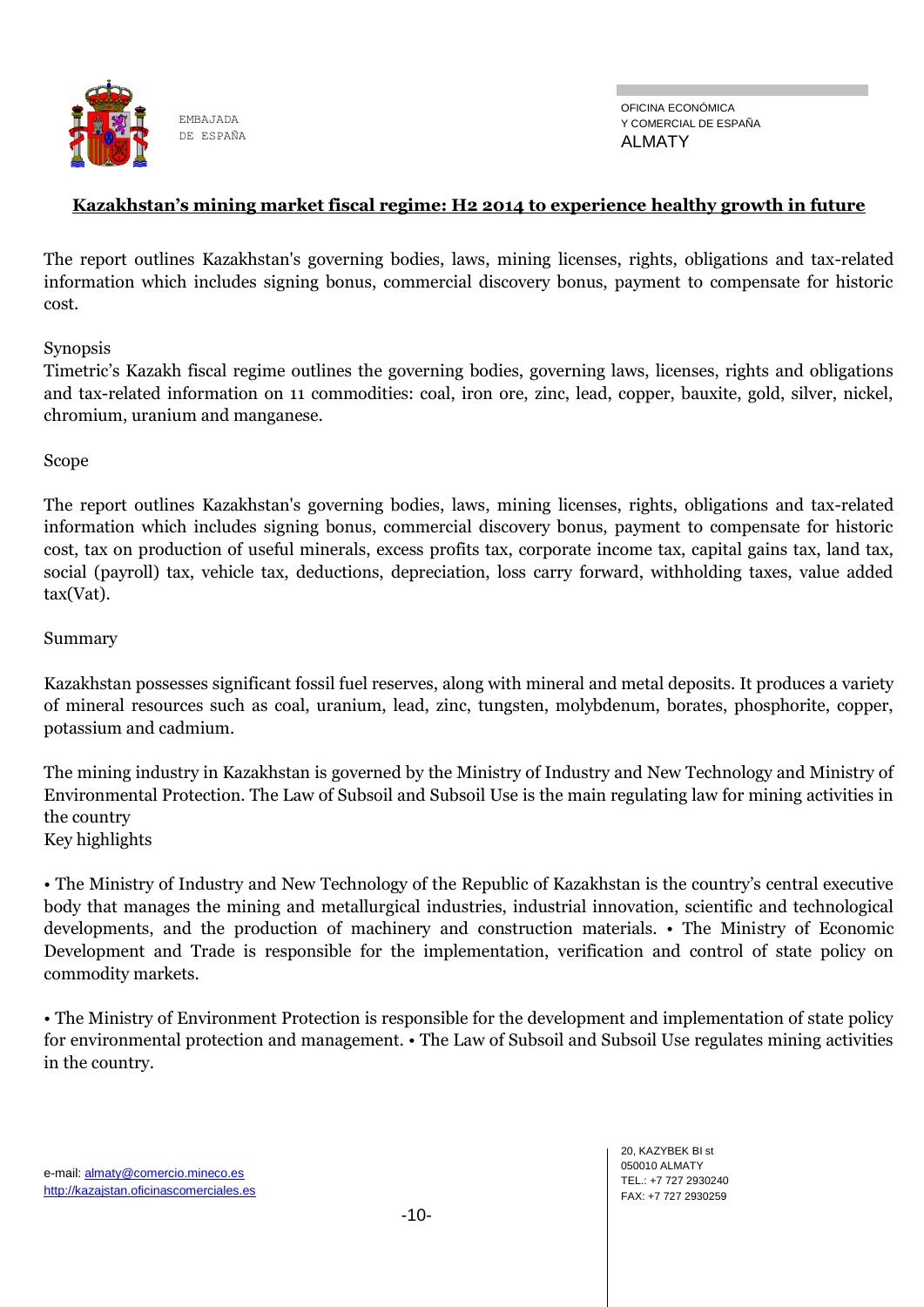**Kazakhstan's mining market fiscal regime: H2 2014 to experience healthy growth in future**

The report outlines Kazakhstan's governing bodies, laws, mining licenses, rights, obligations and tax-related information which includes signing bonus, commercial discovery bonus, payment to compensate for historic cost.

Synopsis
Timetric's Kazakh fiscal regime outlines the governing bodies, governing laws, licenses, rights and obligations and tax-related information on 11 commodities: coal, iron ore, zinc, lead, copper, bauxite, gold, silver, nickel, chromium, uranium and manganese.

Scope

The report outlines Kazakhstan's governing bodies, laws, mining licenses, rights, obligations and tax-related information which includes signing bonus, commercial discovery bonus, payment to compensate for historic cost, tax on production of useful minerals, excess profits tax, corporate income tax, capital gains tax, land tax, social (payroll) tax, vehicle tax, deductions, depreciation, loss carry forward, withholding taxes, value added tax(Vat).

Summary

Kazakhstan possesses significant fossil fuel reserves, along with mineral and metal deposits. It produces a variety of mineral resources such as coal, uranium, lead, zinc, tungsten, molybdenum, borates, phosphorite, copper, potassium and cadmium.

The mining industry in Kazakhstan is governed by the Ministry of Industry and New Technology and Ministry of Environmental Protection. The Law of Subsoil and Subsoil Use is the main regulating law for mining activities in the country
Key highlights

• The Ministry of Industry and New Technology of the Republic of Kazakhstan is the country's central executive body that manages the mining and metallurgical industries, industrial innovation, scientific and technological developments, and the production of machinery and construction materials. • The Ministry of Economic Development and Trade is responsible for the implementation, verification and control of state policy on commodity markets.

• The Ministry of Environment Protection is responsible for the development and implementation of state policy for environmental protection and management. • The Law of Subsoil and Subsoil Use regulates mining activities in the country.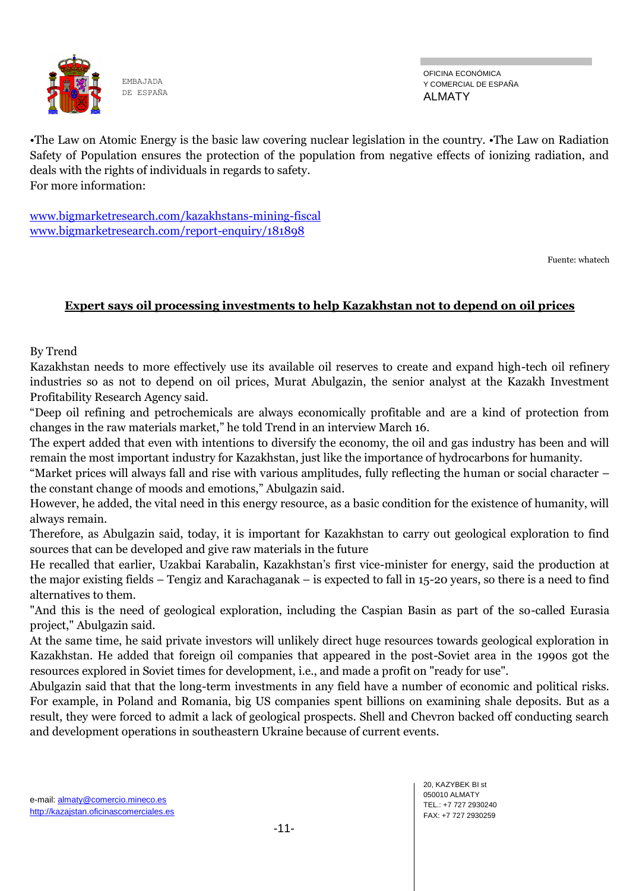•The Law on Atomic Energy is the basic law covering nuclear legislation in the country. •The Law on Radiation Safety of Population ensures the protection of the population from negative effects of ionizing radiation, and deals with the rights of individuals in regards to safety.
For more information:

www.bigmarketresearch.com/kazakhstans-mining-fiscal
www.bigmarketresearch.com/report-enquiry/181898

Fuente: whatech

## Expert says oil processing investments to help Kazakhstan not to depend on oil prices

By Trend

Kazakhstan needs to more effectively use its available oil reserves to create and expand high-tech oil refinery industries so as not to depend on oil prices, Murat Abulgazin, the senior analyst at the Kazakh Investment Profitability Research Agency said.

"Deep oil refining and petrochemicals are always economically profitable and are a kind of protection from changes in the raw materials market," he told Trend in an interview March 16.

The expert added that even with intentions to diversify the economy, the oil and gas industry has been and will remain the most important industry for Kazakhstan, just like the importance of hydrocarbons for humanity.

"Market prices will always fall and rise with various amplitudes, fully reflecting the human or social character – the constant change of moods and emotions," Abulgazin said.

However, he added, the vital need in this energy resource, as a basic condition for the existence of humanity, will always remain.

Therefore, as Abulgazin said, today, it is important for Kazakhstan to carry out geological exploration to find sources that can be developed and give raw materials in the future

He recalled that earlier, Uzakbai Karabalin, Kazakhstan's first vice-minister for energy, said the production at the major existing fields – Tengiz and Karachaganak – is expected to fall in 15-20 years, so there is a need to find alternatives to them.

"And this is the need of geological exploration, including the Caspian Basin as part of the so-called Eurasia project," Abulgazin said.

At the same time, he said private investors will unlikely direct huge resources towards geological exploration in Kazakhstan. He added that foreign oil companies that appeared in the post-Soviet area in the 1990s got the resources explored in Soviet times for development, i.e., and made a profit on "ready for use".

Abulgazin said that that the long-term investments in any field have a number of economic and political risks. For example, in Poland and Romania, big US companies spent billions on examining shale deposits. But as a result, they were forced to admit a lack of geological prospects. Shell and Chevron backed off conducting search and development operations in southeastern Ukraine because of current events.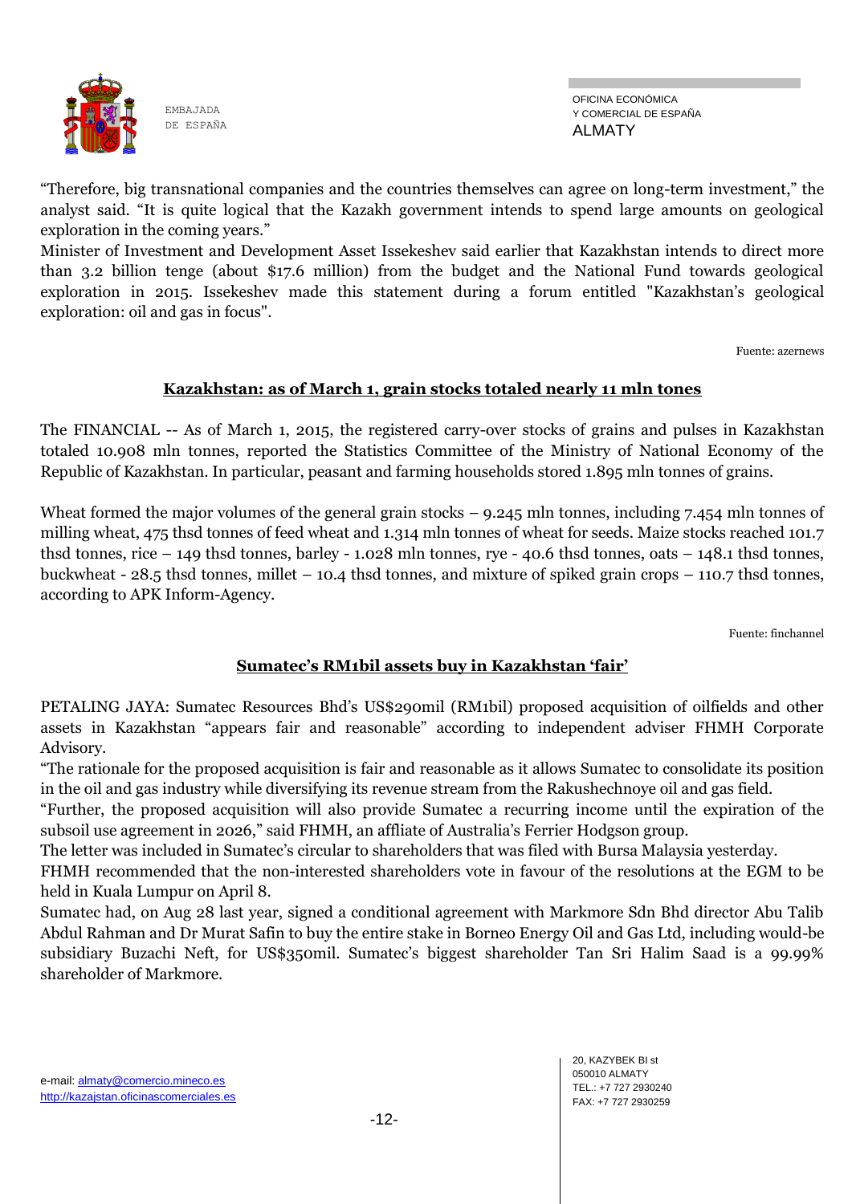"Therefore, big transnational companies and the countries themselves can agree on long-term investment," the analyst said. "It is quite logical that the Kazakh government intends to spend large amounts on geological exploration in the coming years."

Minister of Investment and Development Asset Issekeshev said earlier that Kazakhstan intends to direct more than 3.2 billion tenge (about $17.6 million) from the budget and the National Fund towards geological exploration in 2015. Issekeshev made this statement during a forum entitled "Kazakhstan's geological exploration: oil and gas in focus".

Fuente: azernews

## Kazakhstan: as of March 1, grain stocks totaled nearly 11 mln tones

The FINANCIAL -- As of March 1, 2015, the registered carry-over stocks of grains and pulses in Kazakhstan totaled 10.908 mln tonnes, reported the Statistics Committee of the Ministry of National Economy of the Republic of Kazakhstan. In particular, peasant and farming households stored 1.895 mln tonnes of grains.

Wheat formed the major volumes of the general grain stocks – 9.245 mln tonnes, including 7.454 mln tonnes of milling wheat, 475 thsd tonnes of feed wheat and 1.314 mln tonnes of wheat for seeds. Maize stocks reached 101.7 thsd tonnes, rice – 149 thsd tonnes, barley - 1.028 mln tonnes, rye - 40.6 thsd tonnes, oats – 148.1 thsd tonnes, buckwheat - 28.5 thsd tonnes, millet – 10.4 thsd tonnes, and mixture of spiked grain crops – 110.7 thsd tonnes, according to APK Inform-Agency.

Fuente: finchannel

## Sumatec's RM1bil assets buy in Kazakhstan 'fair'

PETALING JAYA: Sumatec Resources Bhd's US$290mil (RM1bil) proposed acquisition of oilfields and other assets in Kazakhstan "appears fair and reasonable" according to independent adviser FHMH Corporate Advisory.

"The rationale for the proposed acquisition is fair and reasonable as it allows Sumatec to consolidate its position in the oil and gas industry while diversifying its revenue stream from the Rakushechnoye oil and gas field.

"Further, the proposed acquisition will also provide Sumatec a recurring income until the expiration of the subsoil use agreement in 2026," said FHMH, an affliate of Australia's Ferrier Hodgson group.

The letter was included in Sumatec's circular to shareholders that was filed with Bursa Malaysia yesterday.

FHMH recommended that the non-interested shareholders vote in favour of the resolutions at the EGM to be held in Kuala Lumpur on April 8.

Sumatec had, on Aug 28 last year, signed a conditional agreement with Markmore Sdn Bhd director Abu Talib Abdul Rahman and Dr Murat Safin to buy the entire stake in Borneo Energy Oil and Gas Ltd, including would-be subsidiary Buzachi Neft, for US$350mil. Sumatec's biggest shareholder Tan Sri Halim Saad is a 99.99% shareholder of Markmore.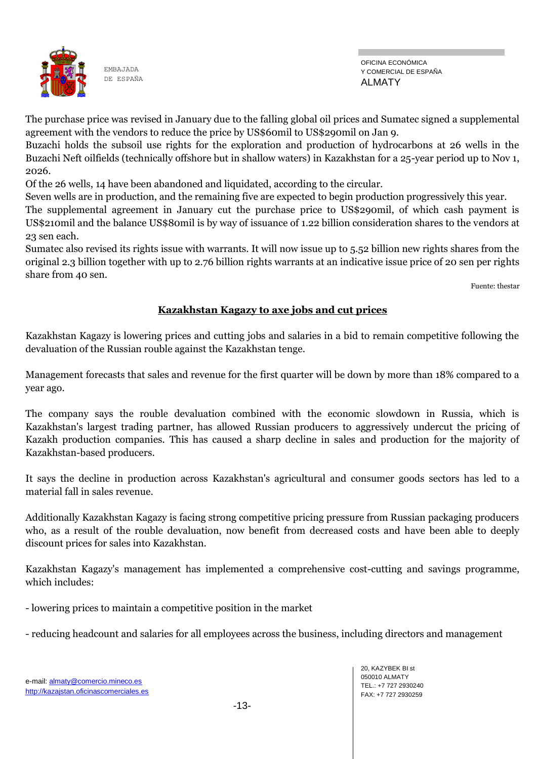The purchase price was revised in January due to the falling global oil prices and Sumatec signed a supplemental agreement with the vendors to reduce the price by US$60mil to US$290mil on Jan 9.

Buzachi holds the subsoil use rights for the exploration and production of hydrocarbons at 26 wells in the Buzachi Neft oilfields (technically offshore but in shallow waters) in Kazakhstan for a 25-year period up to Nov 1, 2026.

Of the 26 wells, 14 have been abandoned and liquidated, according to the circular.

Seven wells are in production, and the remaining five are expected to begin production progressively this year.

The supplemental agreement in January cut the purchase price to US$290mil, of which cash payment is US$210mil and the balance US$80mil is by way of issuance of 1.22 billion consideration shares to the vendors at 23 sen each.

Sumatec also revised its rights issue with warrants. It will now issue up to 5.52 billion new rights shares from the original 2.3 billion together with up to 2.76 billion rights warrants at an indicative issue price of 20 sen per rights share from 40 sen.

Fuente: thestar

## Kazakhstan Kagazy to axe jobs and cut prices

Kazakhstan Kagazy is lowering prices and cutting jobs and salaries in a bid to remain competitive following the devaluation of the Russian rouble against the Kazakhstan tenge.

Management forecasts that sales and revenue for the first quarter will be down by more than 18% compared to a year ago.

The company says the rouble devaluation combined with the economic slowdown in Russia, which is Kazakhstan's largest trading partner, has allowed Russian producers to aggressively undercut the pricing of Kazakh production companies. This has caused a sharp decline in sales and production for the majority of Kazakhstan-based producers.

It says the decline in production across Kazakhstan's agricultural and consumer goods sectors has led to a material fall in sales revenue.

Additionally Kazakhstan Kagazy is facing strong competitive pricing pressure from Russian packaging producers who, as a result of the rouble devaluation, now benefit from decreased costs and have been able to deeply discount prices for sales into Kazakhstan.

Kazakhstan Kagazy's management has implemented a comprehensive cost-cutting and savings programme, which includes:

- lowering prices to maintain a competitive position in the market

- reducing headcount and salaries for all employees across the business, including directors and management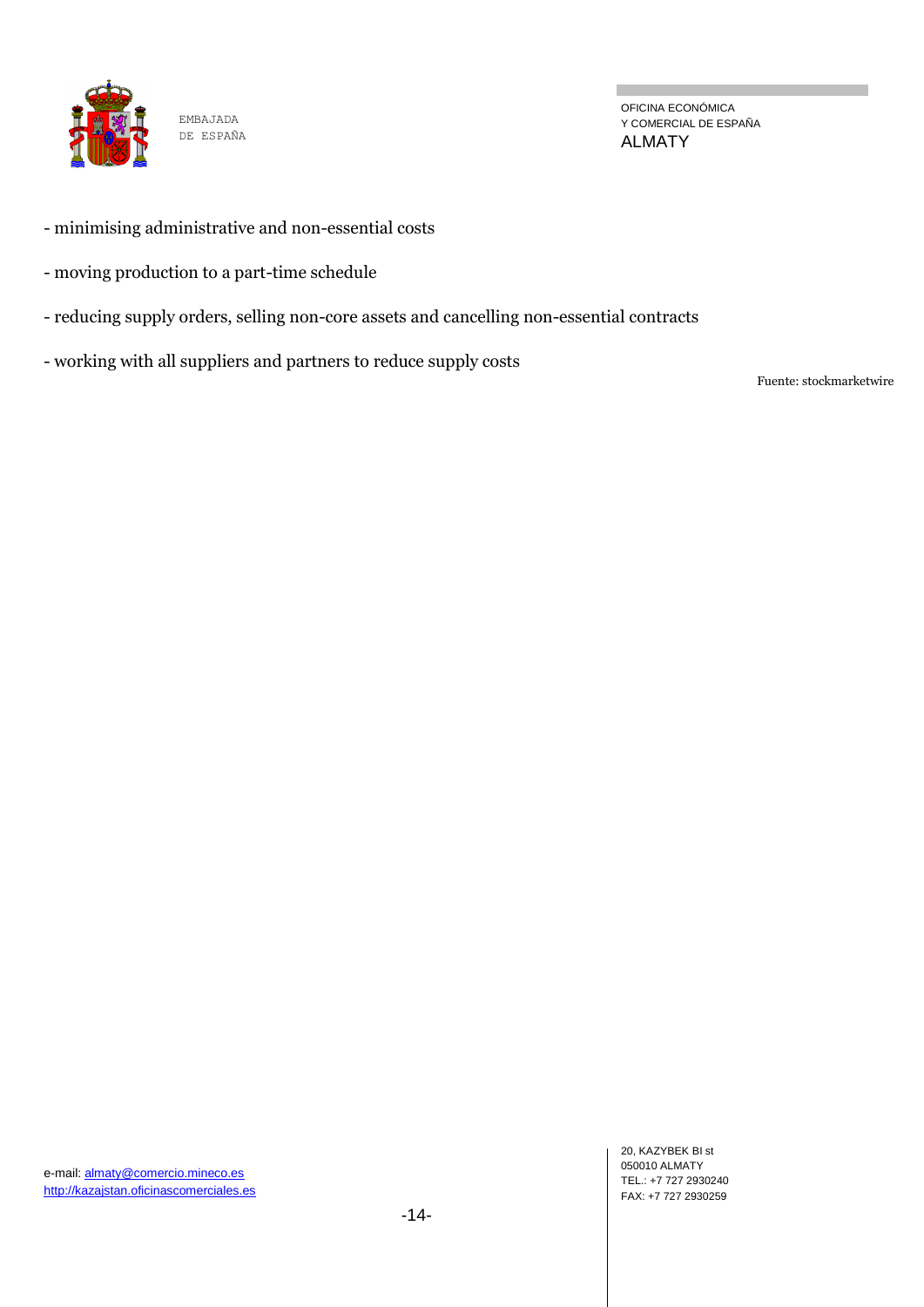- minimising administrative and non-essential costs

- moving production to a part-time schedule

- reducing supply orders, selling non-core assets and cancelling non-essential contracts

- working with all suppliers and partners to reduce supply costs

Fuente: stockmarketwire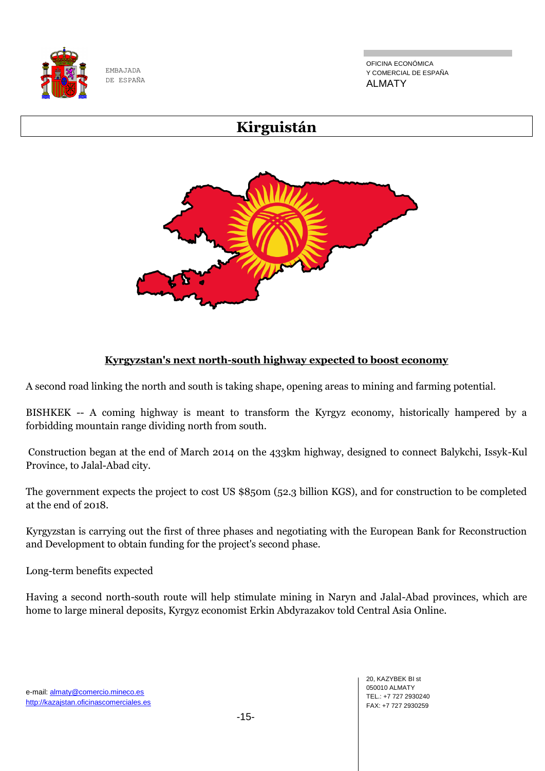# Kirguistán

**Kyrgyzstan's next north-south highway expected to boost economy**

A second road linking the north and south is taking shape, opening areas to mining and farming potential.

BISHKEK -- A coming highway is meant to transform the Kyrgyz economy, historically hampered by a forbidding mountain range dividing north from south.

Construction began at the end of March 2014 on the 433km highway, designed to connect Balykchi, Issyk-Kul Province, to Jalal-Abad city.

The government expects the project to cost US $850m (52.3 billion KGS), and for construction to be completed at the end of 2018.

Kyrgyzstan is carrying out the first of three phases and negotiating with the European Bank for Reconstruction and Development to obtain funding for the project's second phase.

Long-term benefits expected

Having a second north-south route will help stimulate mining in Naryn and Jalal-Abad provinces, which are home to large mineral deposits, Kyrgyz economist Erkin Abdyrazakov told Central Asia Online.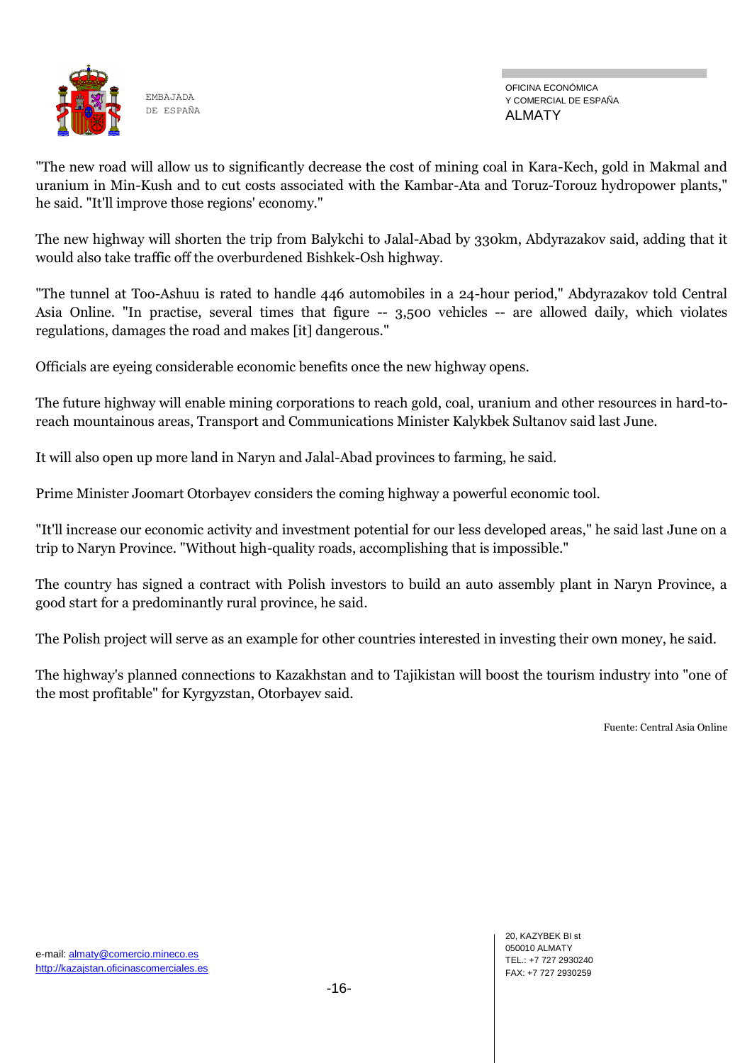"The new road will allow us to significantly decrease the cost of mining coal in Kara-Kech, gold in Makmal and uranium in Min-Kush and to cut costs associated with the Kambar-Ata and Toruz-Torouz hydropower plants," he said. "It'll improve those regions' economy."

The new highway will shorten the trip from Balykchi to Jalal-Abad by 330km, Abdyrazakov said, adding that it would also take traffic off the overburdened Bishkek-Osh highway.

"The tunnel at Too-Ashuu is rated to handle 446 automobiles in a 24-hour period," Abdyrazakov told Central Asia Online. "In practise, several times that figure -- 3,500 vehicles -- are allowed daily, which violates regulations, damages the road and makes [it] dangerous."

Officials are eyeing considerable economic benefits once the new highway opens.

The future highway will enable mining corporations to reach gold, coal, uranium and other resources in hard-to-reach mountainous areas, Transport and Communications Minister Kalykbek Sultanov said last June.

It will also open up more land in Naryn and Jalal-Abad provinces to farming, he said.

Prime Minister Joomart Otorbayev considers the coming highway a powerful economic tool.

"It'll increase our economic activity and investment potential for our less developed areas," he said last June on a trip to Naryn Province. "Without high-quality roads, accomplishing that is impossible."

The country has signed a contract with Polish investors to build an auto assembly plant in Naryn Province, a good start for a predominantly rural province, he said.

The Polish project will serve as an example for other countries interested in investing their own money, he said.

The highway's planned connections to Kazakhstan and to Tajikistan will boost the tourism industry into "one of the most profitable" for Kyrgyzstan, Otorbayev said.

Fuente: Central Asia Online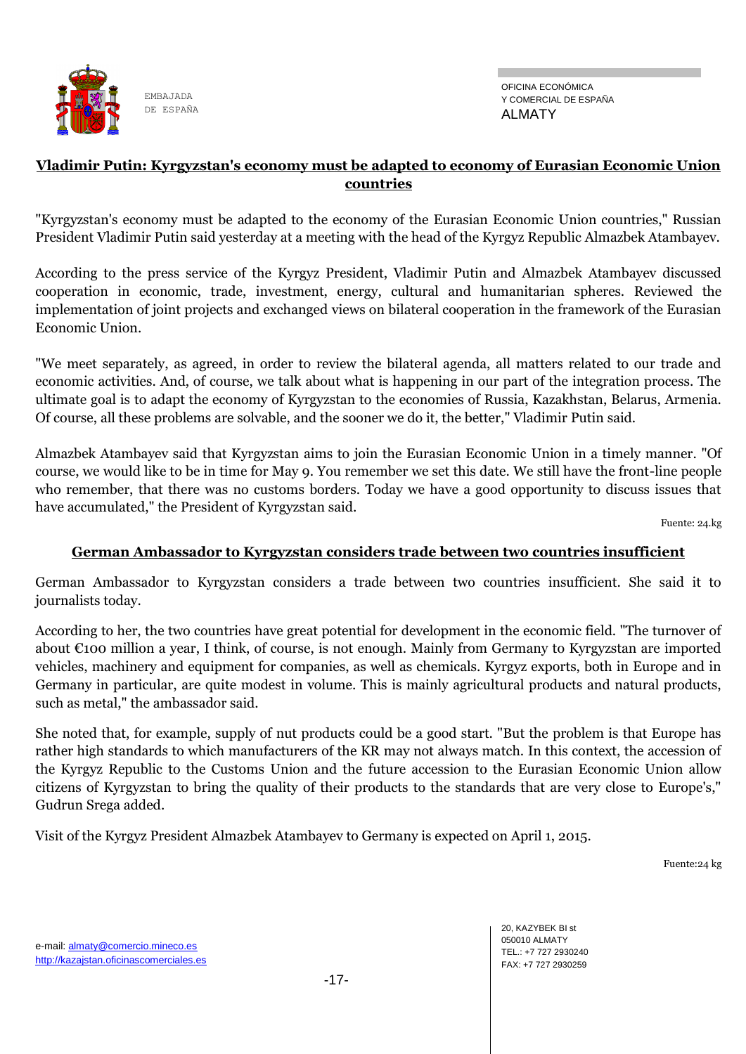## Vladimir Putin: Kyrgyzstan's economy must be adapted to economy of Eurasian Economic Union countries

"Kyrgyzstan's economy must be adapted to the economy of the Eurasian Economic Union countries," Russian President Vladimir Putin said yesterday at a meeting with the head of the Kyrgyz Republic Almazbek Atambayev.

According to the press service of the Kyrgyz President, Vladimir Putin and Almazbek Atambayev discussed cooperation in economic, trade, investment, energy, cultural and humanitarian spheres. Reviewed the implementation of joint projects and exchanged views on bilateral cooperation in the framework of the Eurasian Economic Union.

"We meet separately, as agreed, in order to review the bilateral agenda, all matters related to our trade and economic activities. And, of course, we talk about what is happening in our part of the integration process. The ultimate goal is to adapt the economy of Kyrgyzstan to the economies of Russia, Kazakhstan, Belarus, Armenia. Of course, all these problems are solvable, and the sooner we do it, the better," Vladimir Putin said.

Almazbek Atambayev said that Kyrgyzstan aims to join the Eurasian Economic Union in a timely manner. "Of course, we would like to be in time for May 9. You remember we set this date. We still have the front-line people who remember, that there was no customs borders. Today we have a good opportunity to discuss issues that have accumulated," the President of Kyrgyzstan said.

Fuente: 24.kg

## German Ambassador to Kyrgyzstan considers trade between two countries insufficient

German Ambassador to Kyrgyzstan considers a trade between two countries insufficient. She said it to journalists today.

According to her, the two countries have great potential for development in the economic field. "The turnover of about €100 million a year, I think, of course, is not enough. Mainly from Germany to Kyrgyzstan are imported vehicles, machinery and equipment for companies, as well as chemicals. Kyrgyz exports, both in Europe and in Germany in particular, are quite modest in volume. This is mainly agricultural products and natural products, such as metal," the ambassador said.

She noted that, for example, supply of nut products could be a good start. "But the problem is that Europe has rather high standards to which manufacturers of the KR may not always match. In this context, the accession of the Kyrgyz Republic to the Customs Union and the future accession to the Eurasian Economic Union allow citizens of Kyrgyzstan to bring the quality of their products to the standards that are very close to Europe's," Gudrun Srega added.

Visit of the Kyrgyz President Almazbek Atambayev to Germany is expected on April 1, 2015.

Fuente:24 kg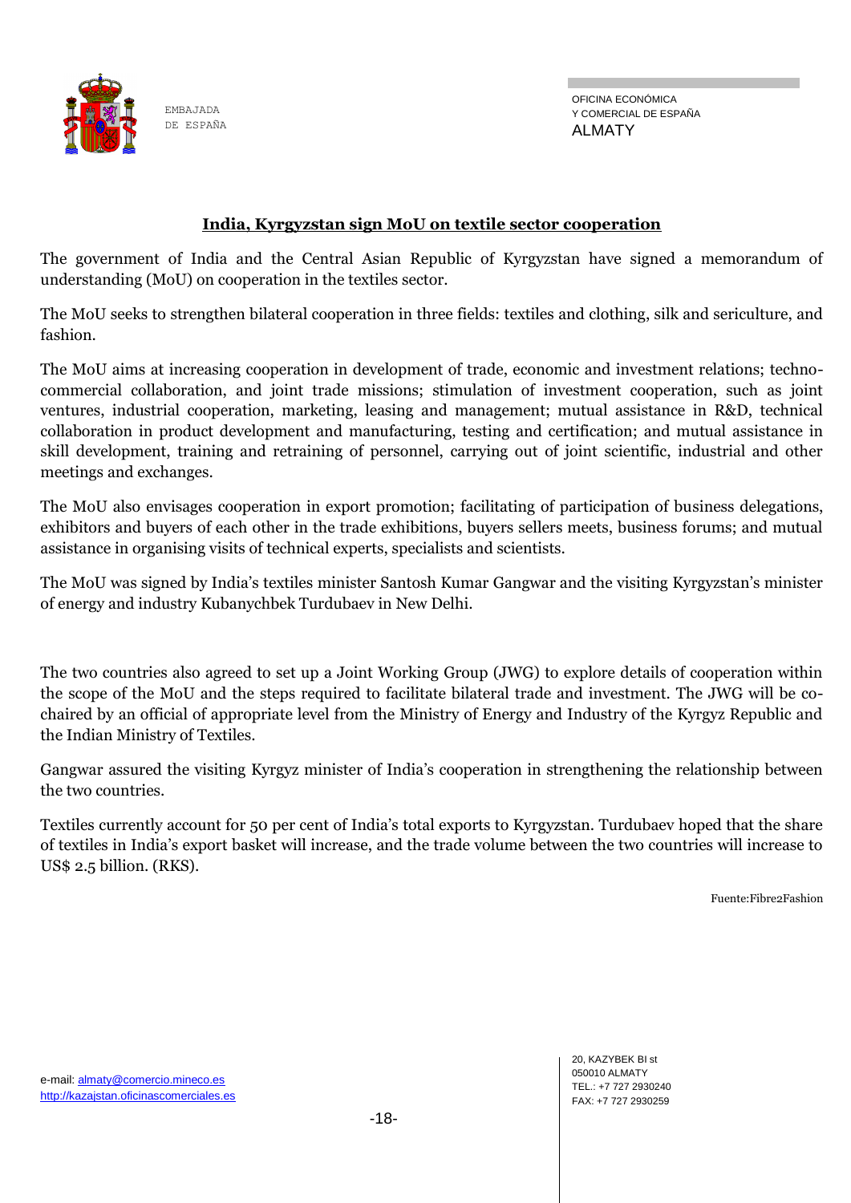## India, Kyrgyzstan sign MoU on textile sector cooperation

The government of India and the Central Asian Republic of Kyrgyzstan have signed a memorandum of understanding (MoU) on cooperation in the textiles sector.

The MoU seeks to strengthen bilateral cooperation in three fields: textiles and clothing, silk and sericulture, and fashion.

The MoU aims at increasing cooperation in development of trade, economic and investment relations; techno-commercial collaboration, and joint trade missions; stimulation of investment cooperation, such as joint ventures, industrial cooperation, marketing, leasing and management; mutual assistance in R&D, technical collaboration in product development and manufacturing, testing and certification; and mutual assistance in skill development, training and retraining of personnel, carrying out of joint scientific, industrial and other meetings and exchanges.

The MoU also envisages cooperation in export promotion; facilitating of participation of business delegations, exhibitors and buyers of each other in the trade exhibitions, buyers sellers meets, business forums; and mutual assistance in organising visits of technical experts, specialists and scientists.

The MoU was signed by India's textiles minister Santosh Kumar Gangwar and the visiting Kyrgyzstan's minister of energy and industry Kubanychbek Turdubaev in New Delhi.

The two countries also agreed to set up a Joint Working Group (JWG) to explore details of cooperation within the scope of the MoU and the steps required to facilitate bilateral trade and investment. The JWG will be co-chaired by an official of appropriate level from the Ministry of Energy and Industry of the Kyrgyz Republic and the Indian Ministry of Textiles.

Gangwar assured the visiting Kyrgyz minister of India's cooperation in strengthening the relationship between the two countries.

Textiles currently account for 50 per cent of India's total exports to Kyrgyzstan. Turdubaev hoped that the share of textiles in India's export basket will increase, and the trade volume between the two countries will increase to US$ 2.5 billion. (RKS).

Fuente:Fibre2Fashion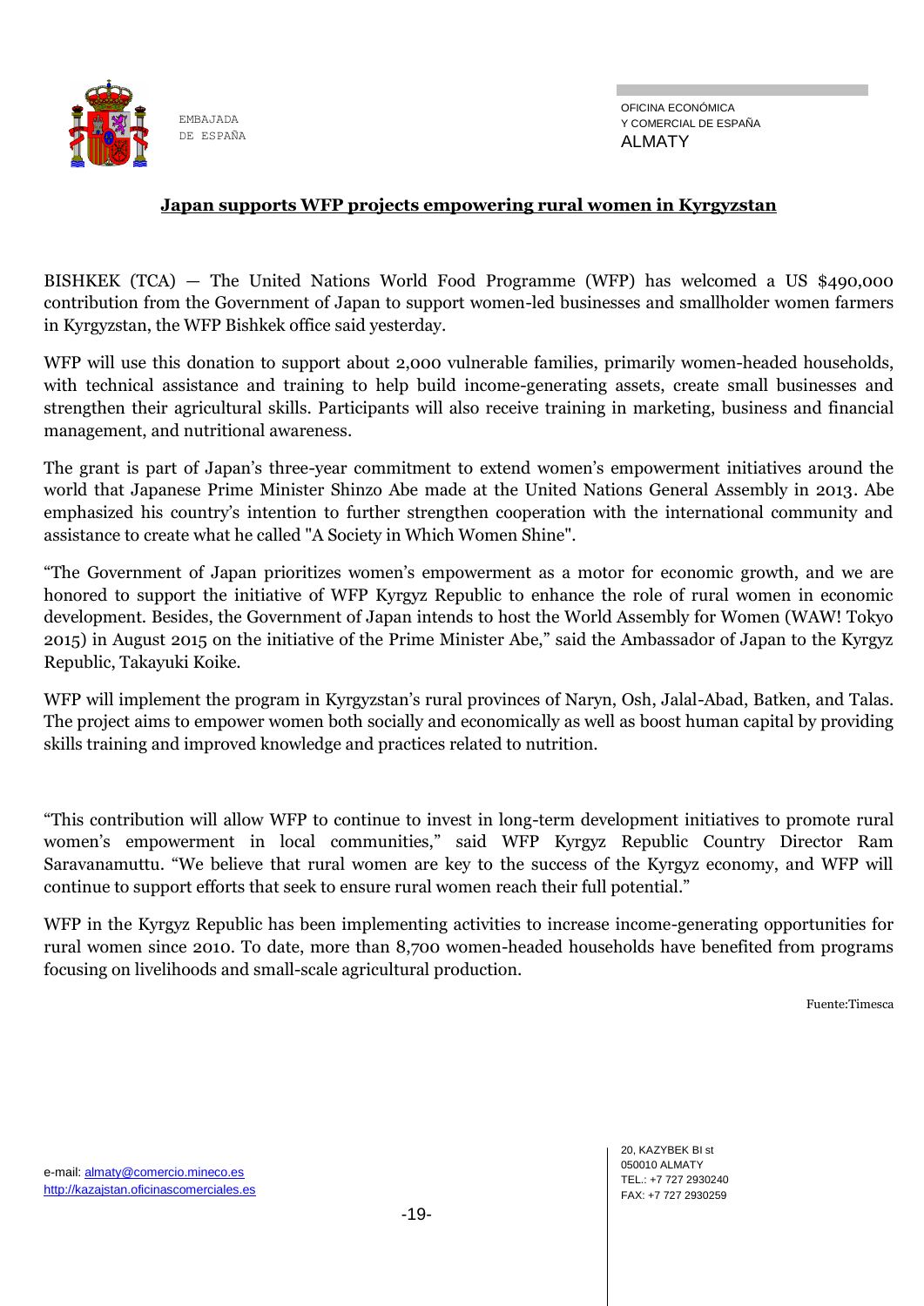## Japan supports WFP projects empowering rural women in Kyrgyzstan

BISHKEK (TCA) — The United Nations World Food Programme (WFP) has welcomed a US $490,000 contribution from the Government of Japan to support women-led businesses and smallholder women farmers in Kyrgyzstan, the WFP Bishkek office said yesterday.

WFP will use this donation to support about 2,000 vulnerable families, primarily women-headed households, with technical assistance and training to help build income-generating assets, create small businesses and strengthen their agricultural skills. Participants will also receive training in marketing, business and financial management, and nutritional awareness.

The grant is part of Japan's three-year commitment to extend women's empowerment initiatives around the world that Japanese Prime Minister Shinzo Abe made at the United Nations General Assembly in 2013. Abe emphasized his country's intention to further strengthen cooperation with the international community and assistance to create what he called "A Society in Which Women Shine".

"The Government of Japan prioritizes women's empowerment as a motor for economic growth, and we are honored to support the initiative of WFP Kyrgyz Republic to enhance the role of rural women in economic development. Besides, the Government of Japan intends to host the World Assembly for Women (WAW! Tokyo 2015) in August 2015 on the initiative of the Prime Minister Abe," said the Ambassador of Japan to the Kyrgyz Republic, Takayuki Koike.

WFP will implement the program in Kyrgyzstan's rural provinces of Naryn, Osh, Jalal-Abad, Batken, and Talas. The project aims to empower women both socially and economically as well as boost human capital by providing skills training and improved knowledge and practices related to nutrition.

"This contribution will allow WFP to continue to invest in long-term development initiatives to promote rural women's empowerment in local communities," said WFP Kyrgyz Republic Country Director Ram Saravanamuttu. "We believe that rural women are key to the success of the Kyrgyz economy, and WFP will continue to support efforts that seek to ensure rural women reach their full potential."

WFP in the Kyrgyz Republic has been implementing activities to increase income-generating opportunities for rural women since 2010. To date, more than 8,700 women-headed households have benefited from programs focusing on livelihoods and small-scale agricultural production.

Fuente:Timesca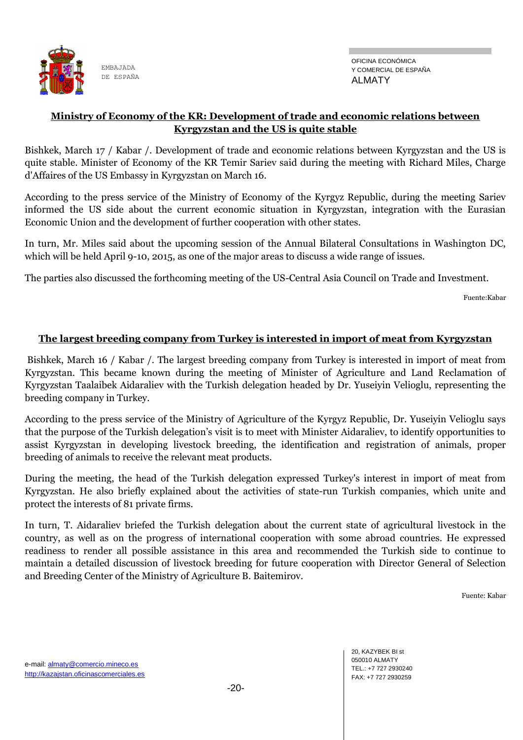## Ministry of Economy of the KR: Development of trade and economic relations between Kyrgyzstan and the US is quite stable

Bishkek, March 17 / Kabar /. Development of trade and economic relations between Kyrgyzstan and the US is quite stable. Minister of Economy of the KR Temir Sariev said during the meeting with Richard Miles, Charge d'Affaires of the US Embassy in Kyrgyzstan on March 16.

According to the press service of the Ministry of Economy of the Kyrgyz Republic, during the meeting Sariev informed the US side about the current economic situation in Kyrgyzstan, integration with the Eurasian Economic Union and the development of further cooperation with other states.

In turn, Mr. Miles said about the upcoming session of the Annual Bilateral Consultations in Washington DC, which will be held April 9-10, 2015, as one of the major areas to discuss a wide range of issues.

The parties also discussed the forthcoming meeting of the US-Central Asia Council on Trade and Investment.

Fuente:Kabar

## The largest breeding company from Turkey is interested in import of meat from Kyrgyzstan

Bishkek, March 16 / Kabar /. The largest breeding company from Turkey is interested in import of meat from Kyrgyzstan. This became known during the meeting of Minister of Agriculture and Land Reclamation of Kyrgyzstan Taalaibek Aidaraliev with the Turkish delegation headed by Dr. Yuseiyin Velioglu, representing the breeding company in Turkey.

According to the press service of the Ministry of Agriculture of the Kyrgyz Republic, Dr. Yuseiyin Velioglu says that the purpose of the Turkish delegation's visit is to meet with Minister Aidaraliev, to identify opportunities to assist Kyrgyzstan in developing livestock breeding, the identification and registration of animals, proper breeding of animals to receive the relevant meat products.

During the meeting, the head of the Turkish delegation expressed Turkey's interest in import of meat from Kyrgyzstan. He also briefly explained about the activities of state-run Turkish companies, which unite and protect the interests of 81 private firms.

In turn, T. Aidaraliev briefed the Turkish delegation about the current state of agricultural livestock in the country, as well as on the progress of international cooperation with some abroad countries. He expressed readiness to render all possible assistance in this area and recommended the Turkish side to continue to maintain a detailed discussion of livestock breeding for future cooperation with Director General of Selection and Breeding Center of the Ministry of Agriculture B. Baitemirov.

Fuente: Kabar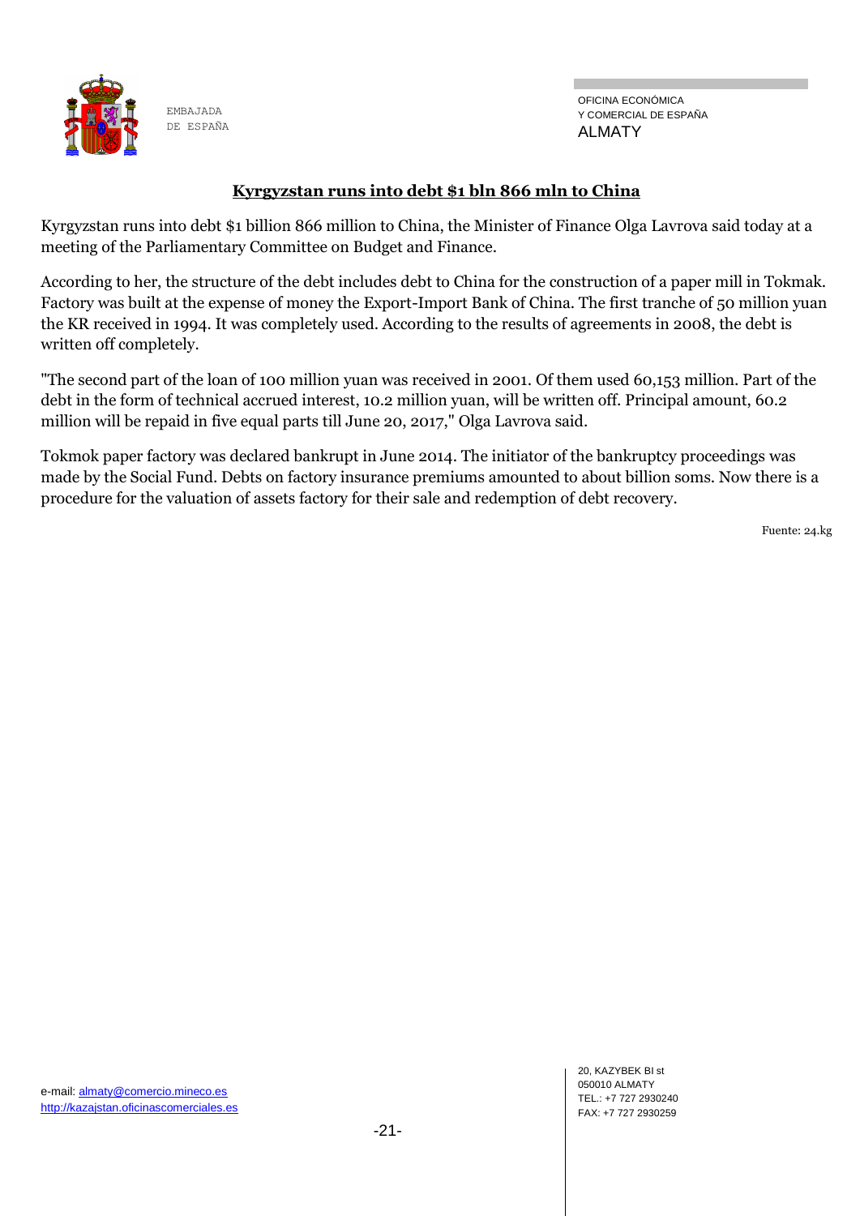## Kyrgyzstan runs into debt $1 bln 866 mln to China

Kyrgyzstan runs into debt $1 billion 866 million to China, the Minister of Finance Olga Lavrova said today at a meeting of the Parliamentary Committee on Budget and Finance.

According to her, the structure of the debt includes debt to China for the construction of a paper mill in Tokmak. Factory was built at the expense of money the Export-Import Bank of China. The first tranche of 50 million yuan the KR received in 1994. It was completely used. According to the results of agreements in 2008, the debt is written off completely.

"The second part of the loan of 100 million yuan was received in 2001. Of them used 60,153 million. Part of the debt in the form of technical accrued interest, 10.2 million yuan, will be written off. Principal amount, 60.2 million will be repaid in five equal parts till June 20, 2017," Olga Lavrova said.

Tokmok paper factory was declared bankrupt in June 2014. The initiator of the bankruptcy proceedings was made by the Social Fund. Debts on factory insurance premiums amounted to about billion soms. Now there is a procedure for the valuation of assets factory for their sale and redemption of debt recovery.

Fuente: 24.kg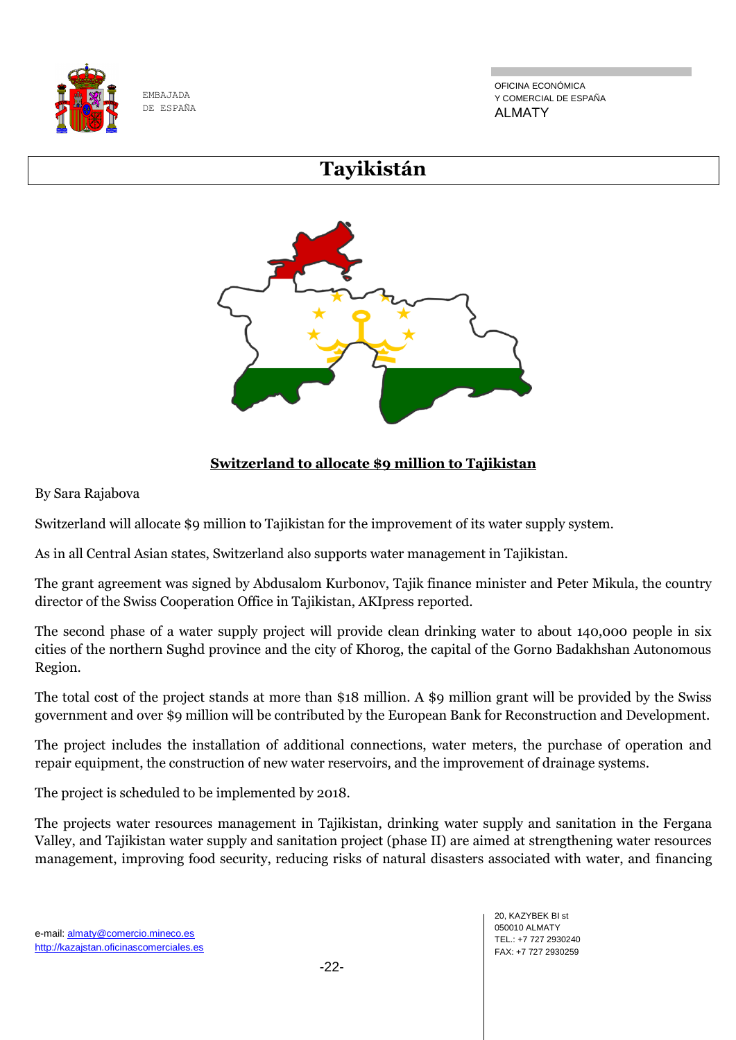# Tayikistán

## Switzerland to allocate $9 million to Tajikistan

By Sara Rajabova

Switzerland will allocate $9 million to Tajikistan for the improvement of its water supply system.

As in all Central Asian states, Switzerland also supports water management in Tajikistan.

The grant agreement was signed by Abdusalom Kurbonov, Tajik finance minister and Peter Mikula, the country director of the Swiss Cooperation Office in Tajikistan, AKIpress reported.

The second phase of a water supply project will provide clean drinking water to about 140,000 people in six cities of the northern Sughd province and the city of Khorog, the capital of the Gorno Badakhshan Autonomous Region.

The total cost of the project stands at more than $18 million. A $9 million grant will be provided by the Swiss government and over $9 million will be contributed by the European Bank for Reconstruction and Development.

The project includes the installation of additional connections, water meters, the purchase of operation and repair equipment, the construction of new water reservoirs, and the improvement of drainage systems.

The project is scheduled to be implemented by 2018.

The projects water resources management in Tajikistan, drinking water supply and sanitation in the Fergana Valley, and Tajikistan water supply and sanitation project (phase II) are aimed at strengthening water resources management, improving food security, reducing risks of natural disasters associated with water, and financing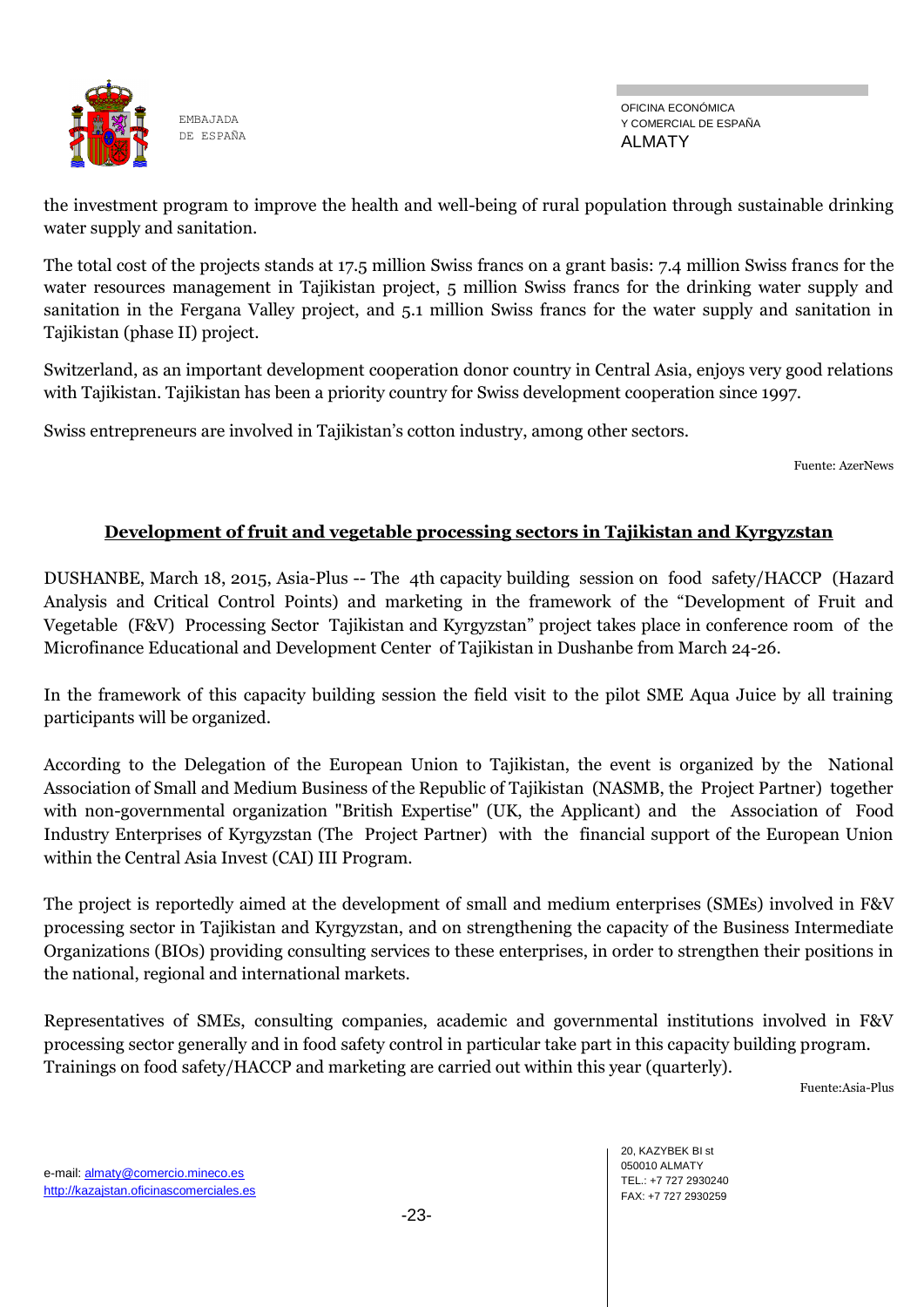the investment program to improve the health and well-being of rural population through sustainable drinking water supply and sanitation.

The total cost of the projects stands at 17.5 million Swiss francs on a grant basis: 7.4 million Swiss francs for the water resources management in Tajikistan project, 5 million Swiss francs for the drinking water supply and sanitation in the Fergana Valley project, and 5.1 million Swiss francs for the water supply and sanitation in Tajikistan (phase II) project.

Switzerland, as an important development cooperation donor country in Central Asia, enjoys very good relations with Tajikistan. Tajikistan has been a priority country for Swiss development cooperation since 1997.

Swiss entrepreneurs are involved in Tajikistan's cotton industry, among other sectors.

Fuente: AzerNews

## Development of fruit and vegetable processing sectors in Tajikistan and Kyrgyzstan

DUSHANBE, March 18, 2015, Asia-Plus -- The 4th capacity building session on food safety/HACCP (Hazard Analysis and Critical Control Points) and marketing in the framework of the "Development of Fruit and Vegetable (F&V) Processing Sector Tajikistan and Kyrgyzstan" project takes place in conference room of the Microfinance Educational and Development Center of Tajikistan in Dushanbe from March 24-26.

In the framework of this capacity building session the field visit to the pilot SME Aqua Juice by all training participants will be organized.

According to the Delegation of the European Union to Tajikistan, the event is organized by the National Association of Small and Medium Business of the Republic of Tajikistan (NASMB, the Project Partner) together with non-governmental organization "British Expertise" (UK, the Applicant) and the Association of Food Industry Enterprises of Kyrgyzstan (The Project Partner) with the financial support of the European Union within the Central Asia Invest (CAI) III Program.

The project is reportedly aimed at the development of small and medium enterprises (SMEs) involved in F&V processing sector in Tajikistan and Kyrgyzstan, and on strengthening the capacity of the Business Intermediate Organizations (BIOs) providing consulting services to these enterprises, in order to strengthen their positions in the national, regional and international markets.

Representatives of SMEs, consulting companies, academic and governmental institutions involved in F&V processing sector generally and in food safety control in particular take part in this capacity building program. Trainings on food safety/HACCP and marketing are carried out within this year (quarterly).

Fuente:Asia-Plus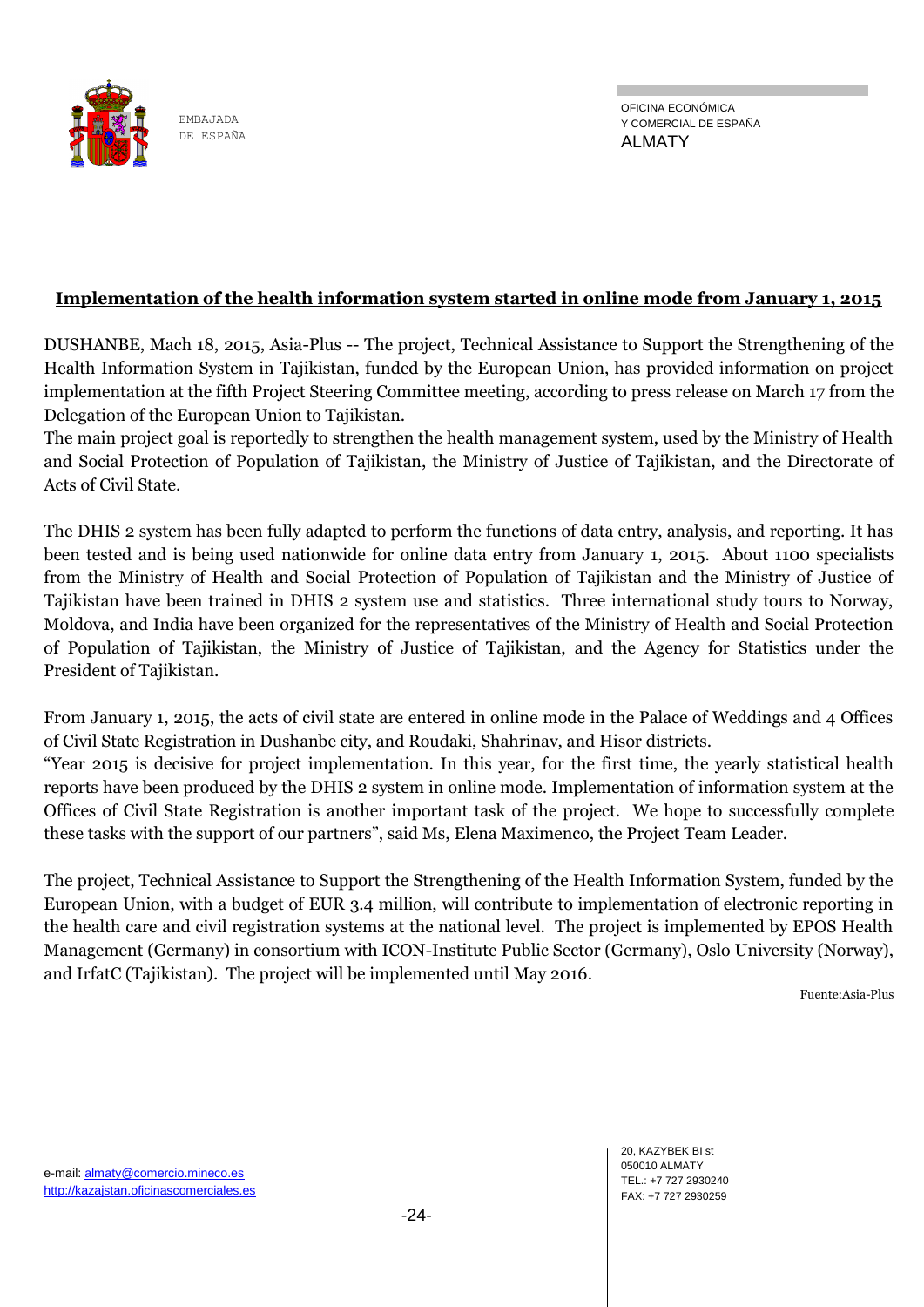**Implementation of the health information system started in online mode from January 1, 2015**

DUSHANBE, Mach 18, 2015, Asia-Plus -- The project, Technical Assistance to Support the Strengthening of the Health Information System in Tajikistan, funded by the European Union, has provided information on project implementation at the fifth Project Steering Committee meeting, according to press release on March 17 from the Delegation of the European Union to Tajikistan.
The main project goal is reportedly to strengthen the health management system, used by the Ministry of Health and Social Protection of Population of Tajikistan, the Ministry of Justice of Tajikistan, and the Directorate of Acts of Civil State.

The DHIS 2 system has been fully adapted to perform the functions of data entry, analysis, and reporting. It has been tested and is being used nationwide for online data entry from January 1, 2015. About 1100 specialists from the Ministry of Health and Social Protection of Population of Tajikistan and the Ministry of Justice of Tajikistan have been trained in DHIS 2 system use and statistics. Three international study tours to Norway, Moldova, and India have been organized for the representatives of the Ministry of Health and Social Protection of Population of Tajikistan, the Ministry of Justice of Tajikistan, and the Agency for Statistics under the President of Tajikistan.

From January 1, 2015, the acts of civil state are entered in online mode in the Palace of Weddings and 4 Offices of Civil State Registration in Dushanbe city, and Roudaki, Shahrinav, and Hisor districts.
"Year 2015 is decisive for project implementation. In this year, for the first time, the yearly statistical health reports have been produced by the DHIS 2 system in online mode. Implementation of information system at the Offices of Civil State Registration is another important task of the project. We hope to successfully complete these tasks with the support of our partners", said Ms, Elena Maximenco, the Project Team Leader.

The project, Technical Assistance to Support the Strengthening of the Health Information System, funded by the European Union, with a budget of EUR 3.4 million, will contribute to implementation of electronic reporting in the health care and civil registration systems at the national level. The project is implemented by EPOS Health Management (Germany) in consortium with ICON-Institute Public Sector (Germany), Oslo University (Norway), and IrfatC (Tajikistan). The project will be implemented until May 2016.

Fuente:Asia-Plus